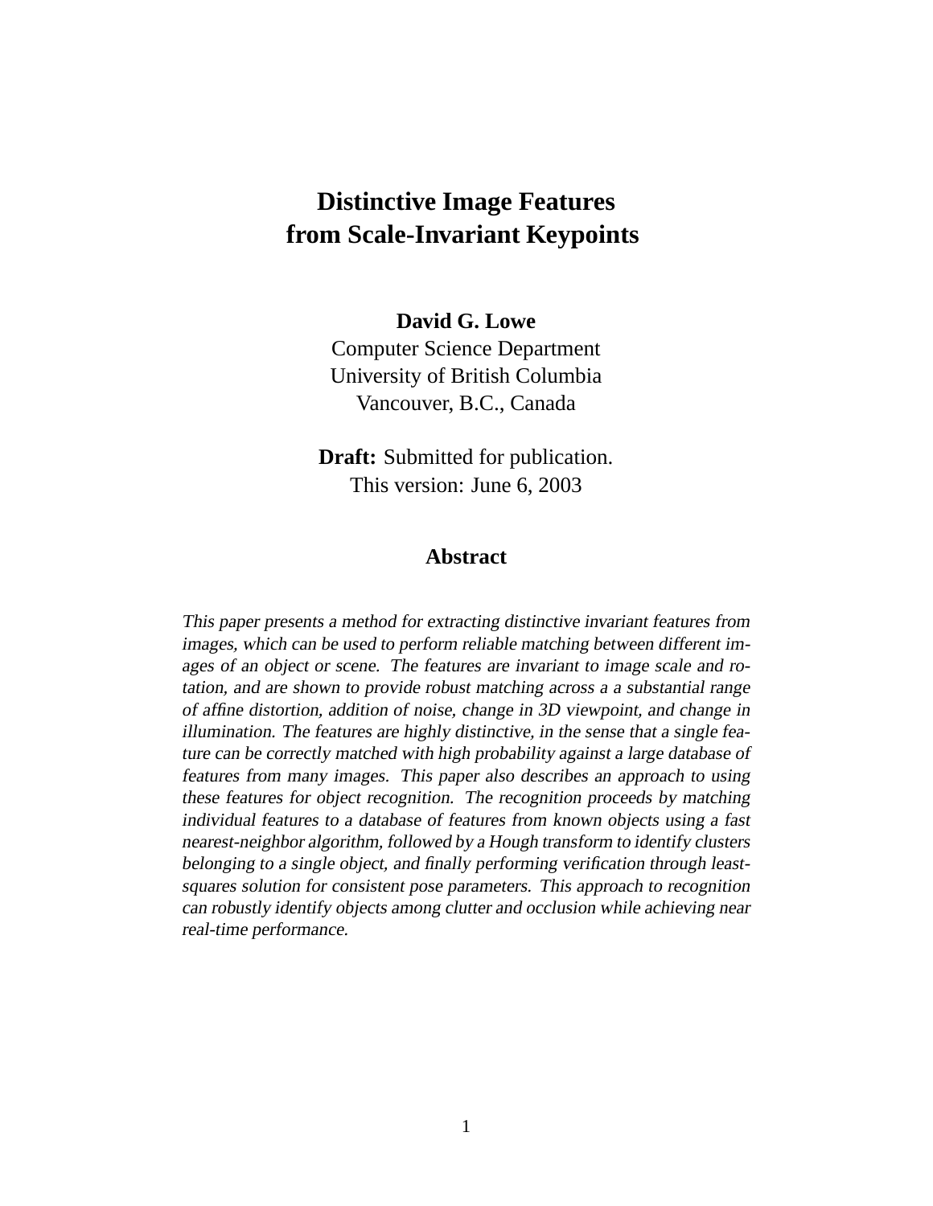# Distinctive Image Features from Scale-Invariant Keypoints

**David G. Lowe**
Computer Science Department
University of British Columbia
Vancouver, B.C., Canada

**Draft:** Submitted for publication.
This version: June 6, 2003

## Abstract

*This paper presents a method for extracting distinctive invariant features from images, which can be used to perform reliable matching between different images of an object or scene. The features are invariant to image scale and rotation, and are shown to provide robust matching across a a substantial range of affine distortion, addition of noise, change in 3D viewpoint, and change in illumination. The features are highly distinctive, in the sense that a single feature can be correctly matched with high probability against a large database of features from many images. This paper also describes an approach to using these features for object recognition. The recognition proceeds by matching individual features to a database of features from known objects using a fast nearest-neighbor algorithm, followed by a Hough transform to identify clusters belonging to a single object, and finally performing verification through least-squares solution for consistent pose parameters. This approach to recognition can robustly identify objects among clutter and occlusion while achieving near real-time performance.*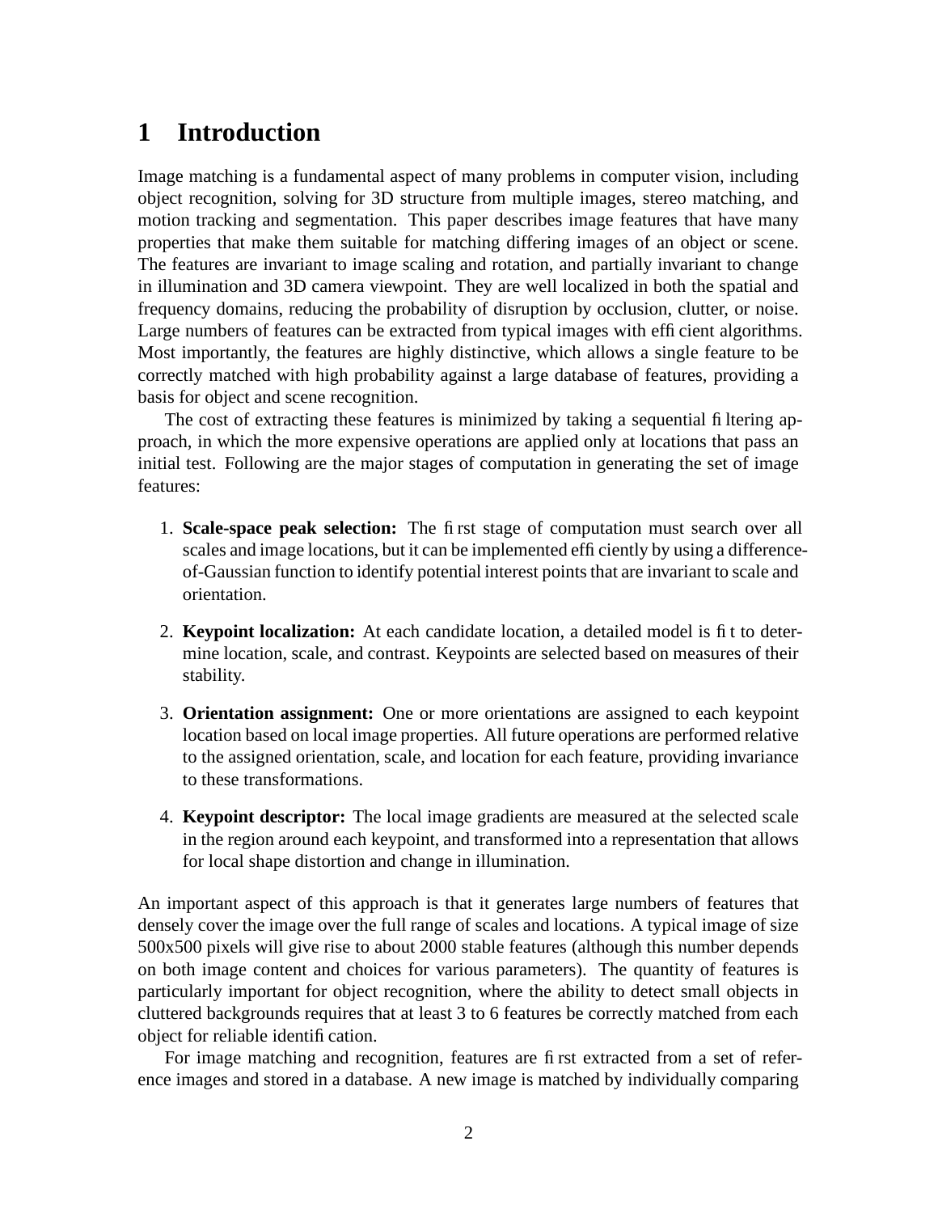# 1 Introduction

Image matching is a fundamental aspect of many problems in computer vision, including object recognition, solving for 3D structure from multiple images, stereo matching, and motion tracking and segmentation. This paper describes image features that have many properties that make them suitable for matching differing images of an object or scene. The features are invariant to image scaling and rotation, and partially invariant to change in illumination and 3D camera viewpoint. They are well localized in both the spatial and frequency domains, reducing the probability of disruption by occlusion, clutter, or noise. Large numbers of features can be extracted from typical images with efficient algorithms. Most importantly, the features are highly distinctive, which allows a single feature to be correctly matched with high probability against a large database of features, providing a basis for object and scene recognition.

The cost of extracting these features is minimized by taking a sequential filtering approach, in which the more expensive operations are applied only at locations that pass an initial test. Following are the major stages of computation in generating the set of image features:

1. **Scale-space peak selection:** The first stage of computation must search over all scales and image locations, but it can be implemented efficiently by using a difference-of-Gaussian function to identify potential interest points that are invariant to scale and orientation.

2. **Keypoint localization:** At each candidate location, a detailed model is fit to determine location, scale, and contrast. Keypoints are selected based on measures of their stability.

3. **Orientation assignment:** One or more orientations are assigned to each keypoint location based on local image properties. All future operations are performed relative to the assigned orientation, scale, and location for each feature, providing invariance to these transformations.

4. **Keypoint descriptor:** The local image gradients are measured at the selected scale in the region around each keypoint, and transformed into a representation that allows for local shape distortion and change in illumination.

An important aspect of this approach is that it generates large numbers of features that densely cover the image over the full range of scales and locations. A typical image of size 500x500 pixels will give rise to about 2000 stable features (although this number depends on both image content and choices for various parameters). The quantity of features is particularly important for object recognition, where the ability to detect small objects in cluttered backgrounds requires that at least 3 to 6 features be correctly matched from each object for reliable identification.

For image matching and recognition, features are first extracted from a set of reference images and stored in a database. A new image is matched by individually comparing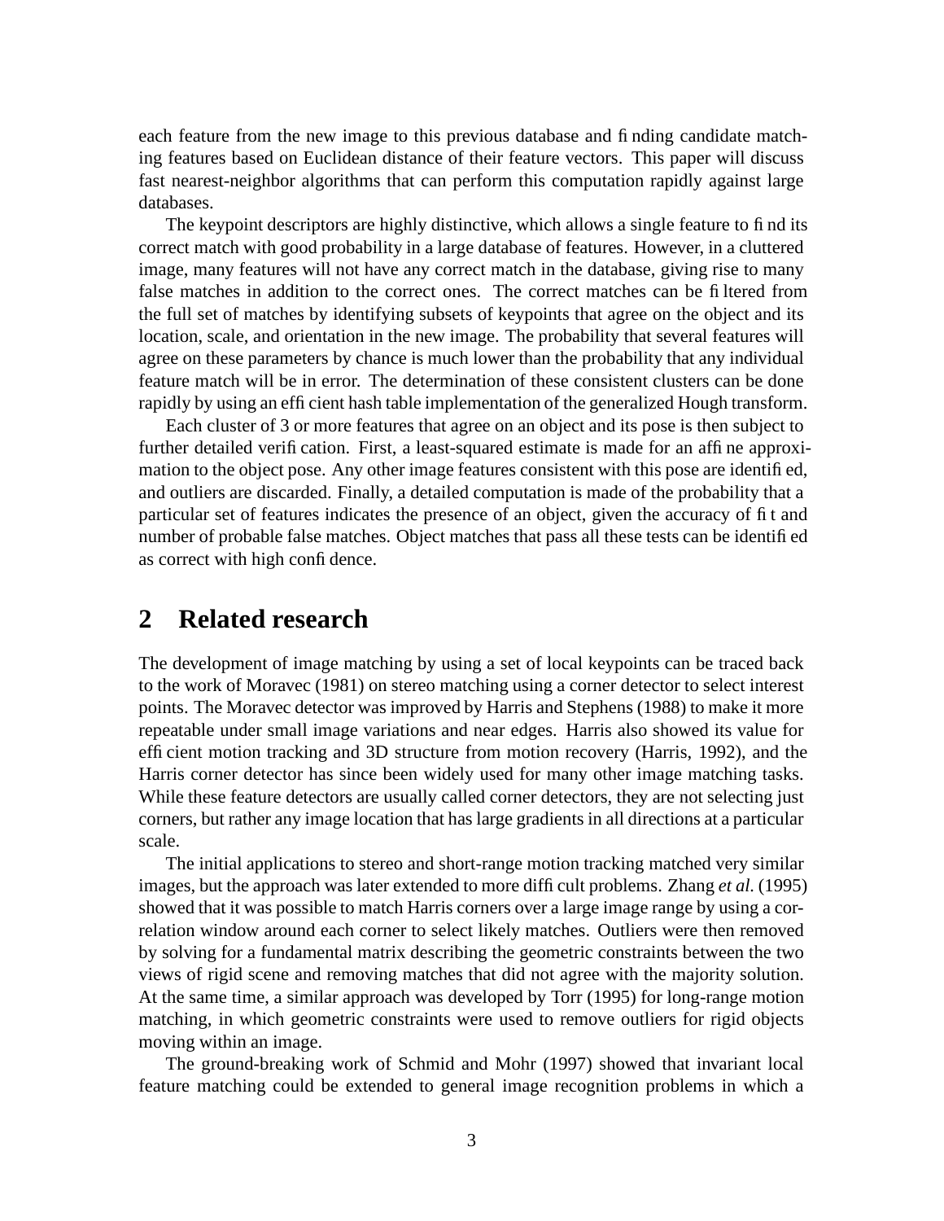each feature from the new image to this previous database and finding candidate matching features based on Euclidean distance of their feature vectors. This paper will discuss fast nearest-neighbor algorithms that can perform this computation rapidly against large databases.

The keypoint descriptors are highly distinctive, which allows a single feature to find its correct match with good probability in a large database of features. However, in a cluttered image, many features will not have any correct match in the database, giving rise to many false matches in addition to the correct ones. The correct matches can be filtered from the full set of matches by identifying subsets of keypoints that agree on the object and its location, scale, and orientation in the new image. The probability that several features will agree on these parameters by chance is much lower than the probability that any individual feature match will be in error. The determination of these consistent clusters can be done rapidly by using an efficient hash table implementation of the generalized Hough transform.

Each cluster of 3 or more features that agree on an object and its pose is then subject to further detailed verification. First, a least-squared estimate is made for an affine approximation to the object pose. Any other image features consistent with this pose are identified, and outliers are discarded. Finally, a detailed computation is made of the probability that a particular set of features indicates the presence of an object, given the accuracy of fit and number of probable false matches. Object matches that pass all these tests can be identified as correct with high confidence.

## 2 Related research

The development of image matching by using a set of local keypoints can be traced back to the work of Moravec (1981) on stereo matching using a corner detector to select interest points. The Moravec detector was improved by Harris and Stephens (1988) to make it more repeatable under small image variations and near edges. Harris also showed its value for efficient motion tracking and 3D structure from motion recovery (Harris, 1992), and the Harris corner detector has since been widely used for many other image matching tasks. While these feature detectors are usually called corner detectors, they are not selecting just corners, but rather any image location that has large gradients in all directions at a particular scale.

The initial applications to stereo and short-range motion tracking matched very similar images, but the approach was later extended to more difficult problems. Zhang *et al.* (1995) showed that it was possible to match Harris corners over a large image range by using a correlation window around each corner to select likely matches. Outliers were then removed by solving for a fundamental matrix describing the geometric constraints between the two views of rigid scene and removing matches that did not agree with the majority solution. At the same time, a similar approach was developed by Torr (1995) for long-range motion matching, in which geometric constraints were used to remove outliers for rigid objects moving within an image.

The ground-breaking work of Schmid and Mohr (1997) showed that invariant local feature matching could be extended to general image recognition problems in which a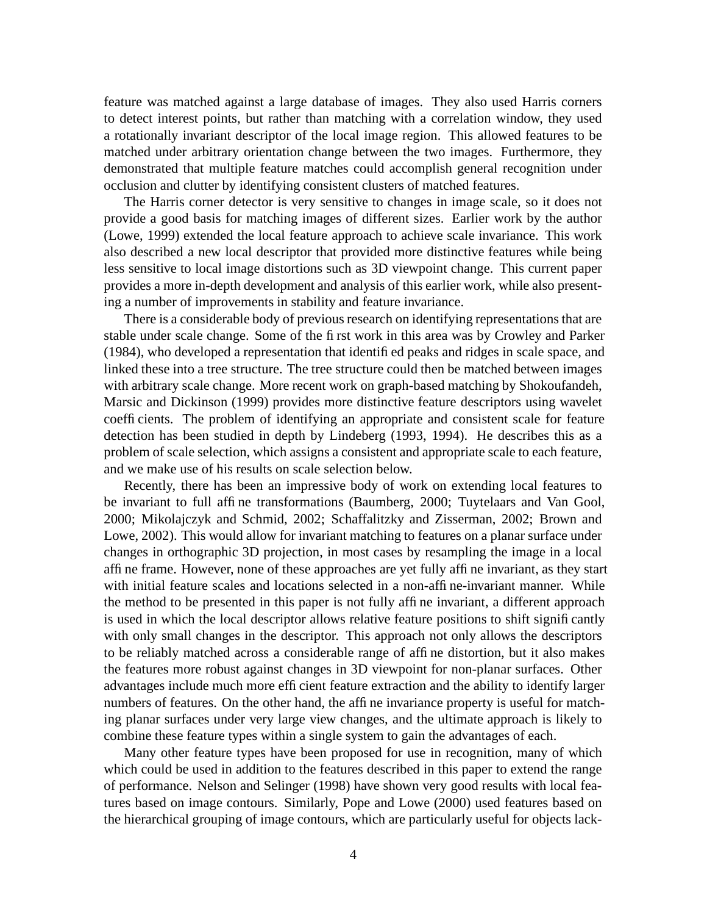feature was matched against a large database of images. They also used Harris corners to detect interest points, but rather than matching with a correlation window, they used a rotationally invariant descriptor of the local image region. This allowed features to be matched under arbitrary orientation change between the two images. Furthermore, they demonstrated that multiple feature matches could accomplish general recognition under occlusion and clutter by identifying consistent clusters of matched features.

The Harris corner detector is very sensitive to changes in image scale, so it does not provide a good basis for matching images of different sizes. Earlier work by the author (Lowe, 1999) extended the local feature approach to achieve scale invariance. This work also described a new local descriptor that provided more distinctive features while being less sensitive to local image distortions such as 3D viewpoint change. This current paper provides a more in-depth development and analysis of this earlier work, while also presenting a number of improvements in stability and feature invariance.

There is a considerable body of previous research on identifying representations that are stable under scale change. Some of the first work in this area was by Crowley and Parker (1984), who developed a representation that identified peaks and ridges in scale space, and linked these into a tree structure. The tree structure could then be matched between images with arbitrary scale change. More recent work on graph-based matching by Shokoufandeh, Marsic and Dickinson (1999) provides more distinctive feature descriptors using wavelet coefficients. The problem of identifying an appropriate and consistent scale for feature detection has been studied in depth by Lindeberg (1993, 1994). He describes this as a problem of scale selection, which assigns a consistent and appropriate scale to each feature, and we make use of his results on scale selection below.

Recently, there has been an impressive body of work on extending local features to be invariant to full affine transformations (Baumberg, 2000; Tuytelaars and Van Gool, 2000; Mikolajczyk and Schmid, 2002; Schaffalitzky and Zisserman, 2002; Brown and Lowe, 2002). This would allow for invariant matching to features on a planar surface under changes in orthographic 3D projection, in most cases by resampling the image in a local affine frame. However, none of these approaches are yet fully affine invariant, as they start with initial feature scales and locations selected in a non-affine-invariant manner. While the method to be presented in this paper is not fully affine invariant, a different approach is used in which the local descriptor allows relative feature positions to shift significantly with only small changes in the descriptor. This approach not only allows the descriptors to be reliably matched across a considerable range of affine distortion, but it also makes the features more robust against changes in 3D viewpoint for non-planar surfaces. Other advantages include much more efficient feature extraction and the ability to identify larger numbers of features. On the other hand, the affine invariance property is useful for matching planar surfaces under very large view changes, and the ultimate approach is likely to combine these feature types within a single system to gain the advantages of each.

Many other feature types have been proposed for use in recognition, many of which which could be used in addition to the features described in this paper to extend the range of performance. Nelson and Selinger (1998) have shown very good results with local features based on image contours. Similarly, Pope and Lowe (2000) used features based on the hierarchical grouping of image contours, which are particularly useful for objects lack-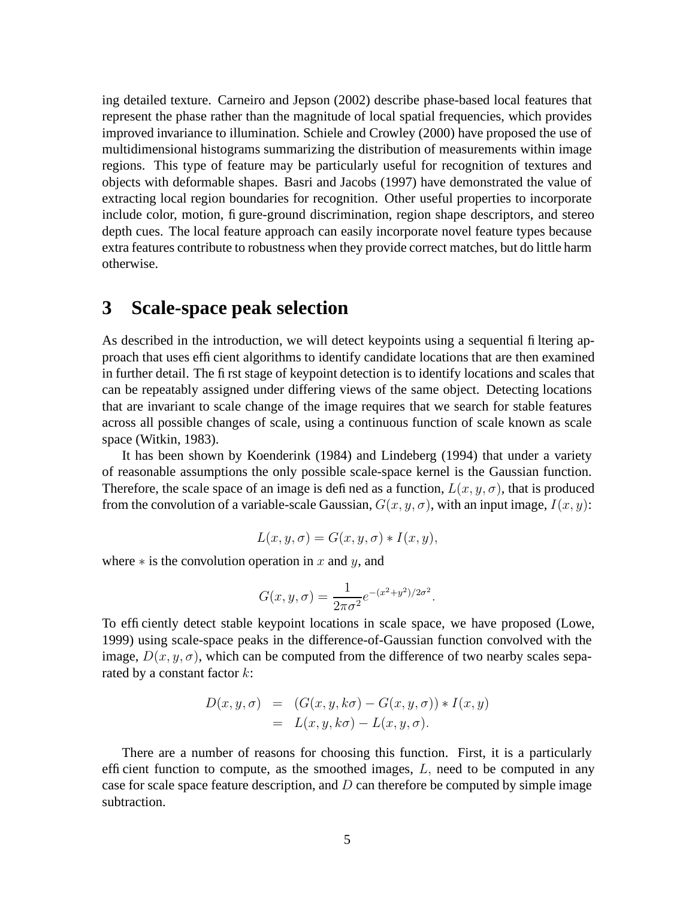ing detailed texture. Carneiro and Jepson (2002) describe phase-based local features that represent the phase rather than the magnitude of local spatial frequencies, which provides improved invariance to illumination. Schiele and Crowley (2000) have proposed the use of multidimensional histograms summarizing the distribution of measurements within image regions. This type of feature may be particularly useful for recognition of textures and objects with deformable shapes. Basri and Jacobs (1997) have demonstrated the value of extracting local region boundaries for recognition. Other useful properties to incorporate include color, motion, figure-ground discrimination, region shape descriptors, and stereo depth cues. The local feature approach can easily incorporate novel feature types because extra features contribute to robustness when they provide correct matches, but do little harm otherwise.

# 3 Scale-space peak selection

As described in the introduction, we will detect keypoints using a sequential filtering approach that uses efficient algorithms to identify candidate locations that are then examined in further detail. The first stage of keypoint detection is to identify locations and scales that can be repeatably assigned under differing views of the same object. Detecting locations that are invariant to scale change of the image requires that we search for stable features across all possible changes of scale, using a continuous function of scale known as scale space (Witkin, 1983).

It has been shown by Koenderink (1984) and Lindeberg (1994) that under a variety of reasonable assumptions the only possible scale-space kernel is the Gaussian function. Therefore, the scale space of an image is defined as a function, $L(x, y, \sigma)$, that is produced from the convolution of a variable-scale Gaussian, $G(x, y, \sigma)$, with an input image, $I(x, y)$:

$$L(x, y, \sigma) = G(x, y, \sigma) * I(x, y),$$

where $*$ is the convolution operation in $x$ and $y$, and

$$G(x, y, \sigma) = \frac{1}{2\pi\sigma^2} e^{-(x^2+y^2)/2\sigma^2}.$$

To efficiently detect stable keypoint locations in scale space, we have proposed (Lowe, 1999) using scale-space peaks in the difference-of-Gaussian function convolved with the image, $D(x, y, \sigma)$, which can be computed from the difference of two nearby scales separated by a constant factor $k$:

$$\begin{aligned} D(x, y, \sigma) &= (G(x, y, k\sigma) - G(x, y, \sigma)) * I(x, y) \\ &= L(x, y, k\sigma) - L(x, y, \sigma). \end{aligned}$$

There are a number of reasons for choosing this function. First, it is a particularly efficient function to compute, as the smoothed images, $L$, need to be computed in any case for scale space feature description, and $D$ can therefore be computed by simple image subtraction.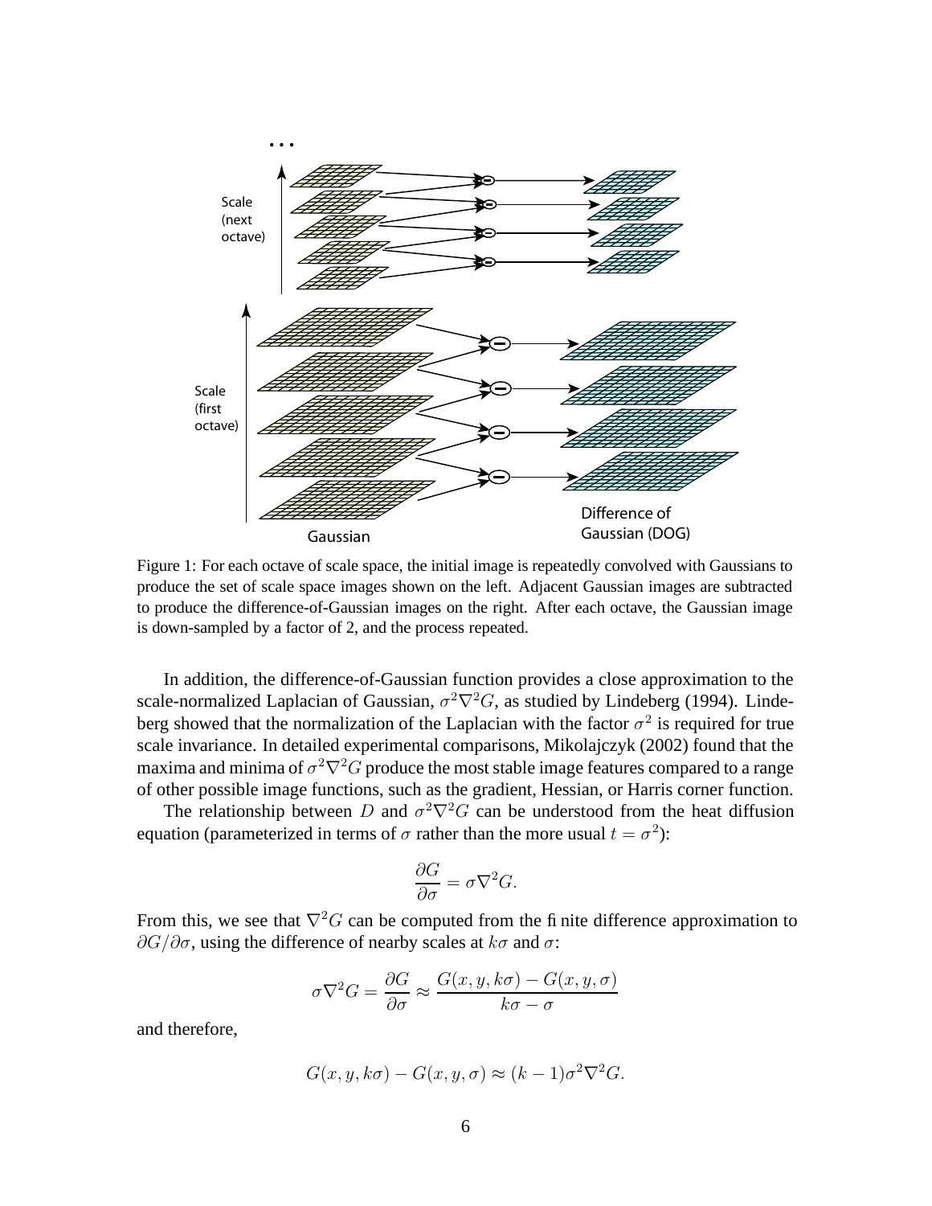Figure 1: For each octave of scale space, the initial image is repeatedly convolved with Gaussians to produce the set of scale space images shown on the left. Adjacent Gaussian images are subtracted to produce the difference-of-Gaussian images on the right. After each octave, the Gaussian image is down-sampled by a factor of 2, and the process repeated.

In addition, the difference-of-Gaussian function provides a close approximation to the scale-normalized Laplacian of Gaussian, $\sigma^2\nabla^2 G$, as studied by Lindeberg (1994). Lindeberg showed that the normalization of the Laplacian with the factor $\sigma^2$ is required for true scale invariance. In detailed experimental comparisons, Mikolajczyk (2002) found that the maxima and minima of $\sigma^2\nabla^2 G$ produce the most stable image features compared to a range of other possible image functions, such as the gradient, Hessian, or Harris corner function.

The relationship between $D$ and $\sigma^2\nabla^2 G$ can be understood from the heat diffusion equation (parameterized in terms of $\sigma$ rather than the more usual $t = \sigma^2$):

$$\frac{\partial G}{\partial \sigma} = \sigma \nabla^2 G.$$

From this, we see that $\nabla^2 G$ can be computed from the finite difference approximation to $\partial G/\partial \sigma$, using the difference of nearby scales at $k\sigma$ and $\sigma$:

$$\sigma \nabla^2 G = \frac{\partial G}{\partial \sigma} \approx \frac{G(x, y, k\sigma) - G(x, y, \sigma)}{k\sigma - \sigma}$$

and therefore,

$$G(x, y, k\sigma) - G(x, y, \sigma) \approx (k - 1)\sigma^2 \nabla^2 G.$$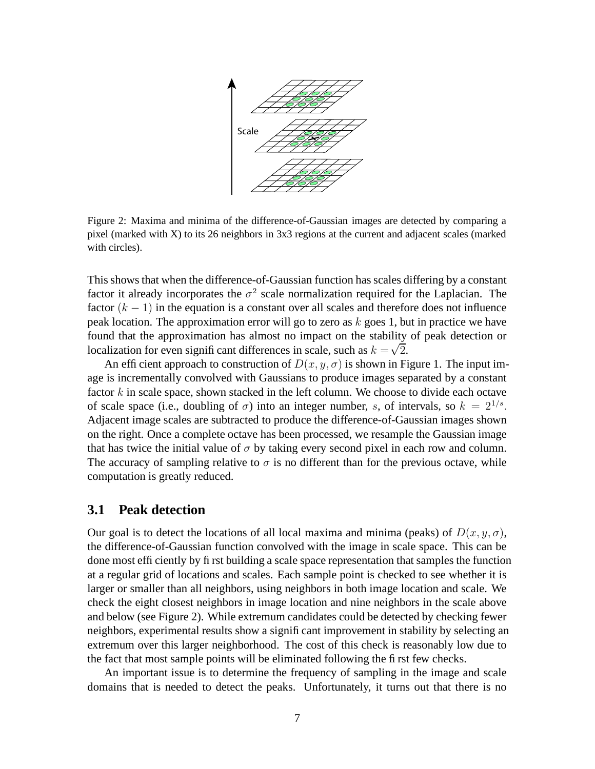Figure 2: Maxima and minima of the difference-of-Gaussian images are detected by comparing a pixel (marked with X) to its 26 neighbors in 3x3 regions at the current and adjacent scales (marked with circles).

This shows that when the difference-of-Gaussian function has scales differing by a constant factor it already incorporates the $\sigma^2$ scale normalization required for the Laplacian. The factor $(k-1)$ in the equation is a constant over all scales and therefore does not influence peak location. The approximation error will go to zero as $k$ goes 1, but in practice we have found that the approximation has almost no impact on the stability of peak detection or localization for even significant differences in scale, such as $k = \sqrt{2}$.

An efficient approach to construction of $D(x, y, \sigma)$ is shown in Figure 1. The input image is incrementally convolved with Gaussians to produce images separated by a constant factor $k$ in scale space, shown stacked in the left column. We choose to divide each octave of scale space (i.e., doubling of $\sigma$) into an integer number, $s$, of intervals, so $k = 2^{1/s}$. Adjacent image scales are subtracted to produce the difference-of-Gaussian images shown on the right. Once a complete octave has been processed, we resample the Gaussian image that has twice the initial value of $\sigma$ by taking every second pixel in each row and column. The accuracy of sampling relative to $\sigma$ is no different than for the previous octave, while computation is greatly reduced.

### 3.1 Peak detection

Our goal is to detect the locations of all local maxima and minima (peaks) of $D(x, y, \sigma)$, the difference-of-Gaussian function convolved with the image in scale space. This can be done most efficiently by first building a scale space representation that samples the function at a regular grid of locations and scales. Each sample point is checked to see whether it is larger or smaller than all neighbors, using neighbors in both image location and scale. We check the eight closest neighbors in image location and nine neighbors in the scale above and below (see Figure 2). While extremum candidates could be detected by checking fewer neighbors, experimental results show a significant improvement in stability by selecting an extremum over this larger neighborhood. The cost of this check is reasonably low due to the fact that most sample points will be eliminated following the first few checks.

An important issue is to determine the frequency of sampling in the image and scale domains that is needed to detect the peaks. Unfortunately, it turns out that there is no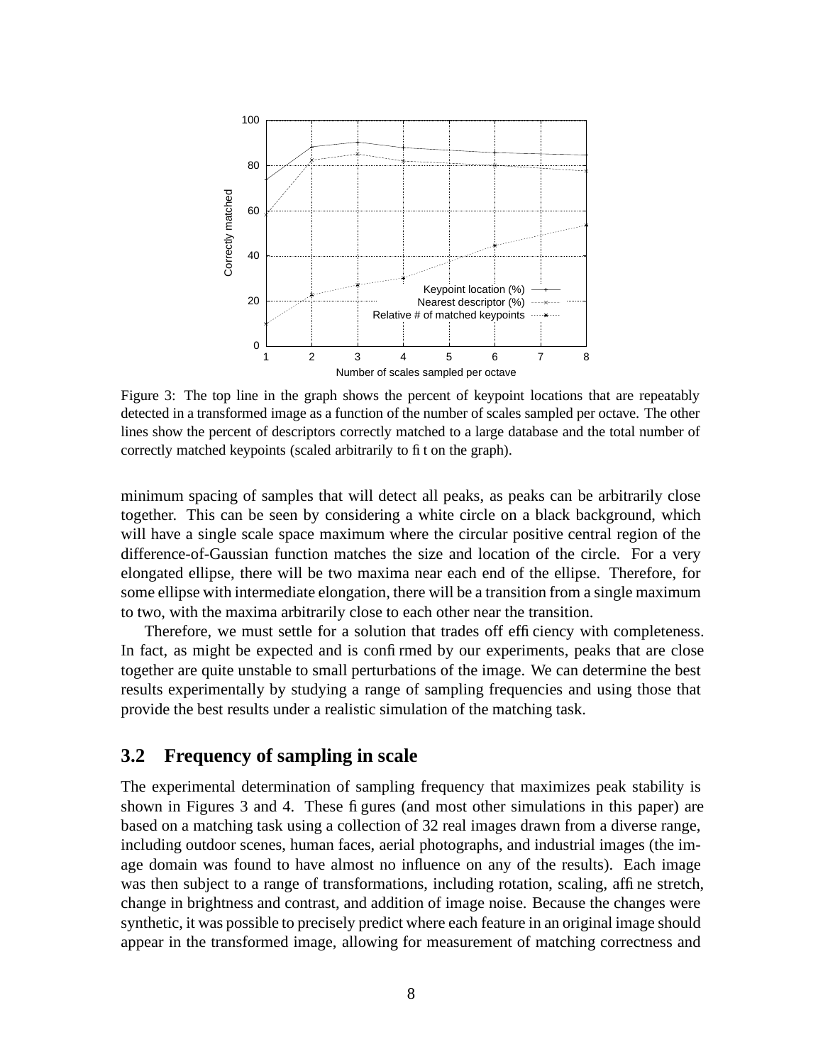Figure 3: The top line in the graph shows the percent of keypoint locations that are repeatably detected in a transformed image as a function of the number of scales sampled per octave. The other lines show the percent of descriptors correctly matched to a large database and the total number of correctly matched keypoints (scaled arbitrarily to fit on the graph).

minimum spacing of samples that will detect all peaks, as peaks can be arbitrarily close together. This can be seen by considering a white circle on a black background, which will have a single scale space maximum where the circular positive central region of the difference-of-Gaussian function matches the size and location of the circle. For a very elongated ellipse, there will be two maxima near each end of the ellipse. Therefore, for some ellipse with intermediate elongation, there will be a transition from a single maximum to two, with the maxima arbitrarily close to each other near the transition.

Therefore, we must settle for a solution that trades off efficiency with completeness. In fact, as might be expected and is confirmed by our experiments, peaks that are close together are quite unstable to small perturbations of the image. We can determine the best results experimentally by studying a range of sampling frequencies and using those that provide the best results under a realistic simulation of the matching task.

## 3.2 Frequency of sampling in scale

The experimental determination of sampling frequency that maximizes peak stability is shown in Figures 3 and 4. These figures (and most other simulations in this paper) are based on a matching task using a collection of 32 real images drawn from a diverse range, including outdoor scenes, human faces, aerial photographs, and industrial images (the image domain was found to have almost no influence on any of the results). Each image was then subject to a range of transformations, including rotation, scaling, affine stretch, change in brightness and contrast, and addition of image noise. Because the changes were synthetic, it was possible to precisely predict where each feature in an original image should appear in the transformed image, allowing for measurement of matching correctness and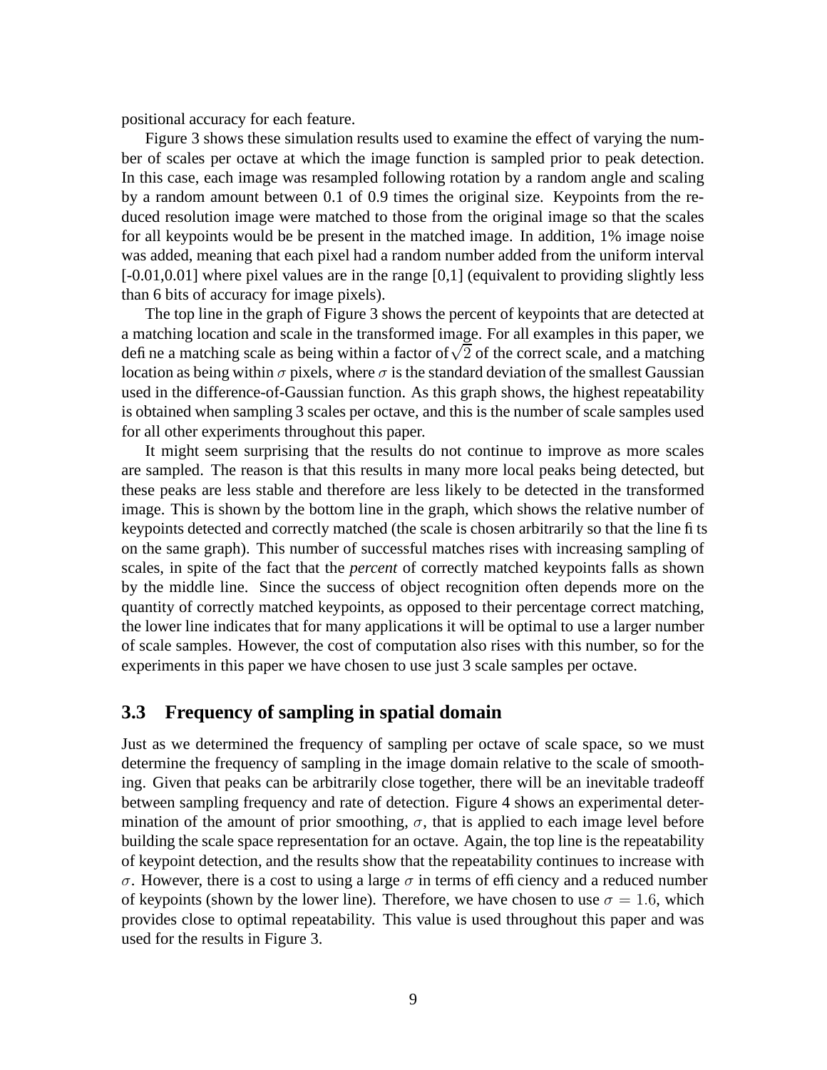positional accuracy for each feature.

Figure 3 shows these simulation results used to examine the effect of varying the number of scales per octave at which the image function is sampled prior to peak detection. In this case, each image was resampled following rotation by a random angle and scaling by a random amount between 0.1 of 0.9 times the original size. Keypoints from the reduced resolution image were matched to those from the original image so that the scales for all keypoints would be be present in the matched image. In addition, 1% image noise was added, meaning that each pixel had a random number added from the uniform interval [-0.01,0.01] where pixel values are in the range [0,1] (equivalent to providing slightly less than 6 bits of accuracy for image pixels).

The top line in the graph of Figure 3 shows the percent of keypoints that are detected at a matching location and scale in the transformed image. For all examples in this paper, we define a matching scale as being within a factor of $\sqrt{2}$ of the correct scale, and a matching location as being within $\sigma$ pixels, where $\sigma$ is the standard deviation of the smallest Gaussian used in the difference-of-Gaussian function. As this graph shows, the highest repeatability is obtained when sampling 3 scales per octave, and this is the number of scale samples used for all other experiments throughout this paper.

It might seem surprising that the results do not continue to improve as more scales are sampled. The reason is that this results in many more local peaks being detected, but these peaks are less stable and therefore are less likely to be detected in the transformed image. This is shown by the bottom line in the graph, which shows the relative number of keypoints detected and correctly matched (the scale is chosen arbitrarily so that the line fits on the same graph). This number of successful matches rises with increasing sampling of scales, in spite of the fact that the *percent* of correctly matched keypoints falls as shown by the middle line. Since the success of object recognition often depends more on the quantity of correctly matched keypoints, as opposed to their percentage correct matching, the lower line indicates that for many applications it will be optimal to use a larger number of scale samples. However, the cost of computation also rises with this number, so for the experiments in this paper we have chosen to use just 3 scale samples per octave.

### 3.3 Frequency of sampling in spatial domain

Just as we determined the frequency of sampling per octave of scale space, so we must determine the frequency of sampling in the image domain relative to the scale of smoothing. Given that peaks can be arbitrarily close together, there will be an inevitable tradeoff between sampling frequency and rate of detection. Figure 4 shows an experimental determination of the amount of prior smoothing, $\sigma$, that is applied to each image level before building the scale space representation for an octave. Again, the top line is the repeatability of keypoint detection, and the results show that the repeatability continues to increase with $\sigma$. However, there is a cost to using a large $\sigma$ in terms of efficiency and a reduced number of keypoints (shown by the lower line). Therefore, we have chosen to use $\sigma = 1.6$, which provides close to optimal repeatability. This value is used throughout this paper and was used for the results in Figure 3.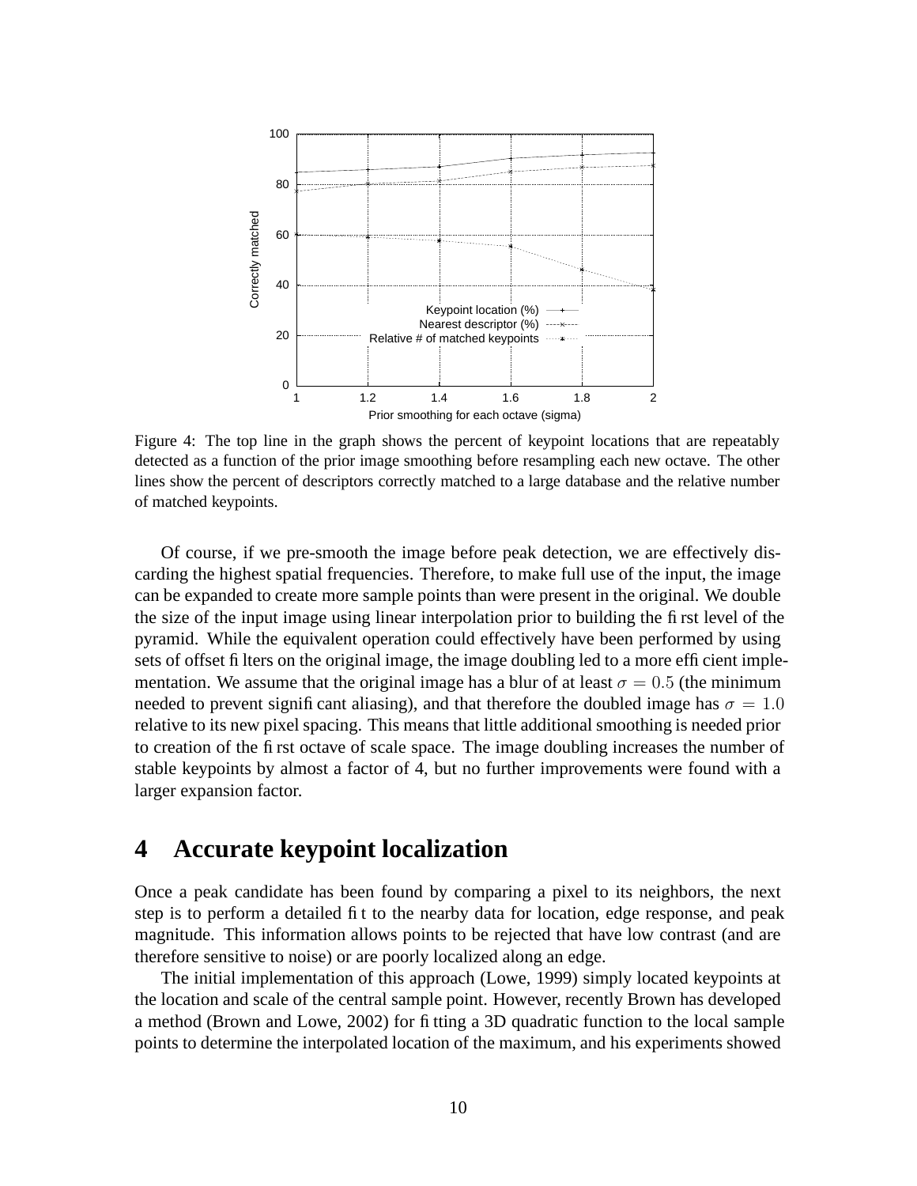Figure 4: The top line in the graph shows the percent of keypoint locations that are repeatably detected as a function of the prior image smoothing before resampling each new octave. The other lines show the percent of descriptors correctly matched to a large database and the relative number of matched keypoints.

Of course, if we pre-smooth the image before peak detection, we are effectively discarding the highest spatial frequencies. Therefore, to make full use of the input, the image can be expanded to create more sample points than were present in the original. We double the size of the input image using linear interpolation prior to building the first level of the pyramid. While the equivalent operation could effectively have been performed by using sets of offset filters on the original image, the image doubling led to a more efficient implementation. We assume that the original image has a blur of at least $\sigma = 0.5$ (the minimum needed to prevent significant aliasing), and that therefore the doubled image has $\sigma = 1.0$ relative to its new pixel spacing. This means that little additional smoothing is needed prior to creation of the first octave of scale space. The image doubling increases the number of stable keypoints by almost a factor of 4, but no further improvements were found with a larger expansion factor.

# 4 Accurate keypoint localization

Once a peak candidate has been found by comparing a pixel to its neighbors, the next step is to perform a detailed fit to the nearby data for location, edge response, and peak magnitude. This information allows points to be rejected that have low contrast (and are therefore sensitive to noise) or are poorly localized along an edge.

The initial implementation of this approach (Lowe, 1999) simply located keypoints at the location and scale of the central sample point. However, recently Brown has developed a method (Brown and Lowe, 2002) for fitting a 3D quadratic function to the local sample points to determine the interpolated location of the maximum, and his experiments showed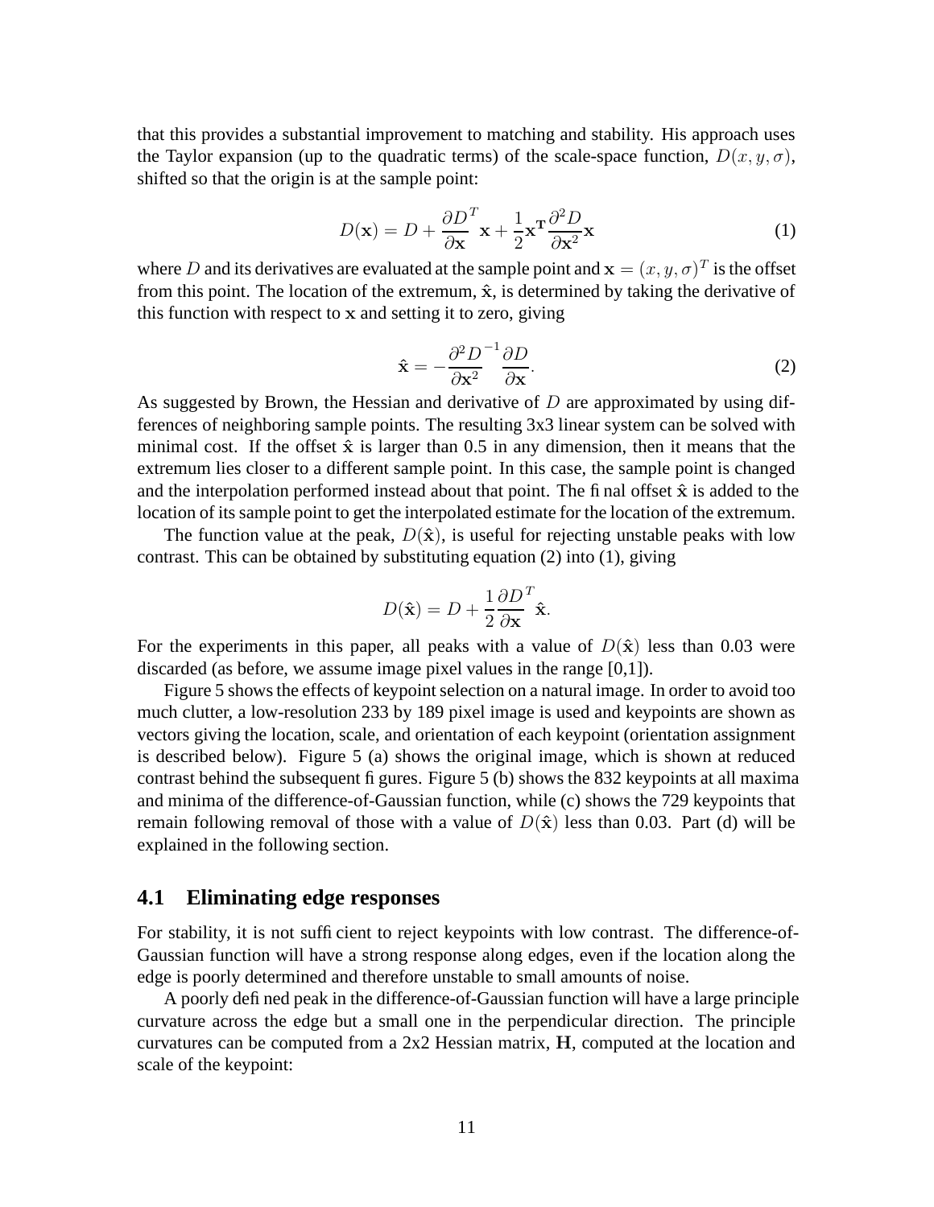that this provides a substantial improvement to matching and stability. His approach uses the Taylor expansion (up to the quadratic terms) of the scale-space function, $D(x, y, \sigma)$, shifted so that the origin is at the sample point:

$$D(\mathbf{x}) = D + \frac{\partial D}{\partial \mathbf{x}}^T \mathbf{x} + \frac{1}{2}\mathbf{x}^\mathbf{T} \frac{\partial^2 D}{\partial \mathbf{x}^2}\mathbf{x} \tag{1}$$

where $D$ and its derivatives are evaluated at the sample point and $\mathbf{x} = (x, y, \sigma)^T$ is the offset from this point. The location of the extremum, $\hat{\mathbf{x}}$, is determined by taking the derivative of this function with respect to $\mathbf{x}$ and setting it to zero, giving

$$\hat{\mathbf{x}} = -\frac{\partial^2 D}{\partial \mathbf{x}^2}^{-1} \frac{\partial D}{\partial \mathbf{x}}. \tag{2}$$

As suggested by Brown, the Hessian and derivative of $D$ are approximated by using differences of neighboring sample points. The resulting 3x3 linear system can be solved with minimal cost. If the offset $\hat{\mathbf{x}}$ is larger than 0.5 in any dimension, then it means that the extremum lies closer to a different sample point. In this case, the sample point is changed and the interpolation performed instead about that point. The final offset $\hat{\mathbf{x}}$ is added to the location of its sample point to get the interpolated estimate for the location of the extremum.

The function value at the peak, $D(\hat{\mathbf{x}})$, is useful for rejecting unstable peaks with low contrast. This can be obtained by substituting equation (2) into (1), giving

$$D(\hat{\mathbf{x}}) = D + \frac{1}{2}\frac{\partial D}{\partial \mathbf{x}}^T \hat{\mathbf{x}}.$$

For the experiments in this paper, all peaks with a value of $D(\hat{\mathbf{x}})$ less than 0.03 were discarded (as before, we assume image pixel values in the range [0,1]).

Figure 5 shows the effects of keypoint selection on a natural image. In order to avoid too much clutter, a low-resolution 233 by 189 pixel image is used and keypoints are shown as vectors giving the location, scale, and orientation of each keypoint (orientation assignment is described below). Figure 5 (a) shows the original image, which is shown at reduced contrast behind the subsequent figures. Figure 5 (b) shows the 832 keypoints at all maxima and minima of the difference-of-Gaussian function, while (c) shows the 729 keypoints that remain following removal of those with a value of $D(\hat{\mathbf{x}})$ less than 0.03. Part (d) will be explained in the following section.

## 4.1 Eliminating edge responses

For stability, it is not sufficient to reject keypoints with low contrast. The difference-of-Gaussian function will have a strong response along edges, even if the location along the edge is poorly determined and therefore unstable to small amounts of noise.

A poorly defined peak in the difference-of-Gaussian function will have a large principle curvature across the edge but a small one in the perpendicular direction. The principle curvatures can be computed from a 2x2 Hessian matrix, $\mathbf{H}$, computed at the location and scale of the keypoint: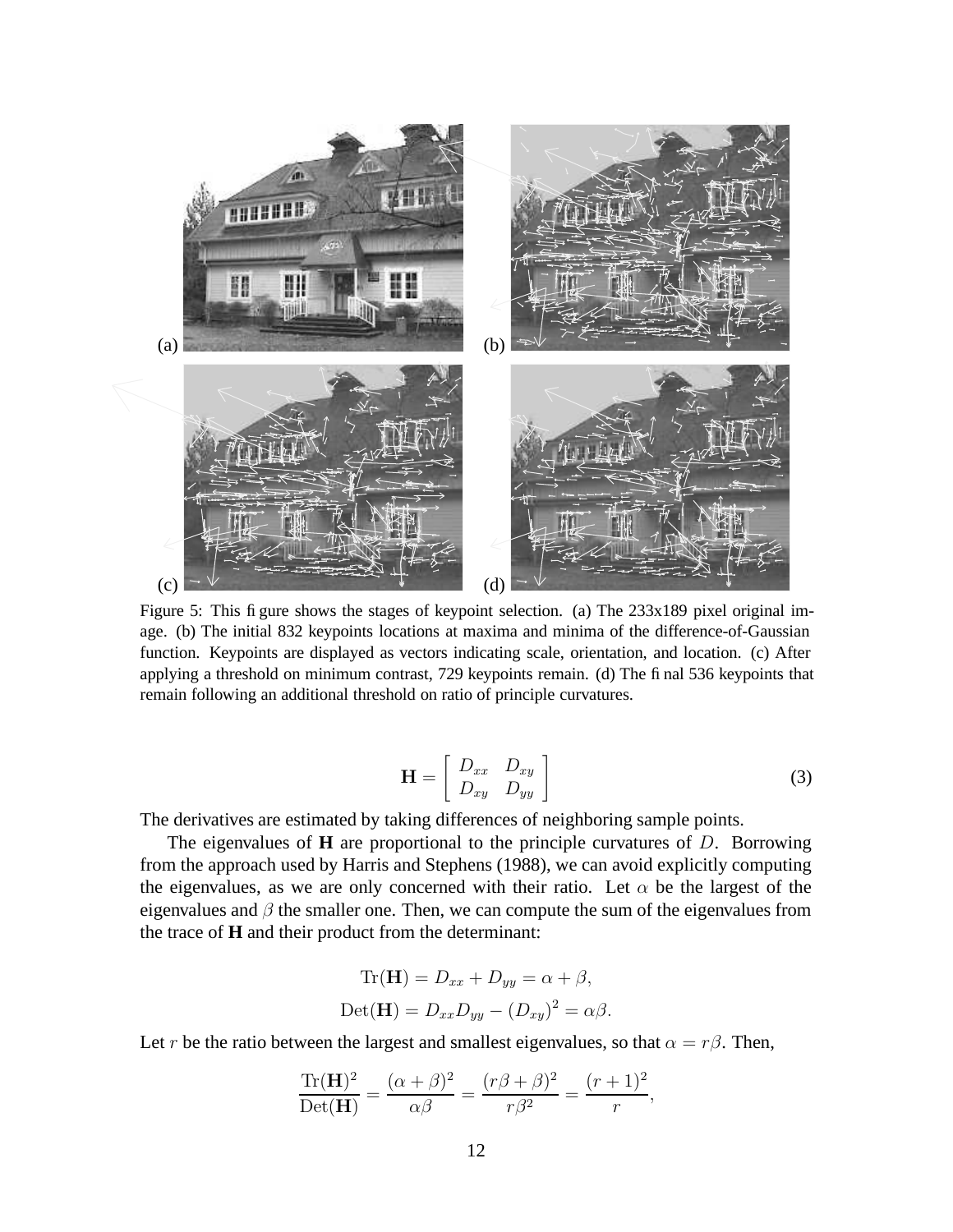Figure 5: This figure shows the stages of keypoint selection. (a) The 233x189 pixel original image. (b) The initial 832 keypoints locations at maxima and minima of the difference-of-Gaussian function. Keypoints are displayed as vectors indicating scale, orientation, and location. (c) After applying a threshold on minimum contrast, 729 keypoints remain. (d) The final 536 keypoints that remain following an additional threshold on ratio of principle curvatures.

$$\mathbf{H} = \begin{bmatrix} D_{xx} & D_{xy} \\ D_{xy} & D_{yy} \end{bmatrix} \tag{3}$$

The derivatives are estimated by taking differences of neighboring sample points.

The eigenvalues of **H** are proportional to the principle curvatures of $D$. Borrowing from the approach used by Harris and Stephens (1988), we can avoid explicitly computing the eigenvalues, as we are only concerned with their ratio. Let $\alpha$ be the largest of the eigenvalues and $\beta$ the smaller one. Then, we can compute the sum of the eigenvalues from the trace of **H** and their product from the determinant:

$$\mathrm{Tr}(\mathbf{H}) = D_{xx} + D_{yy} = \alpha + \beta,$$

$$\mathrm{Det}(\mathbf{H}) = D_{xx}D_{yy} - (D_{xy})^2 = \alpha\beta.$$

Let $r$ be the ratio between the largest and smallest eigenvalues, so that $\alpha = r\beta$. Then,

$$\frac{\mathrm{Tr}(\mathbf{H})^2}{\mathrm{Det}(\mathbf{H})} = \frac{(\alpha+\beta)^2}{\alpha\beta} = \frac{(r\beta+\beta)^2}{r\beta^2} = \frac{(r+1)^2}{r},$$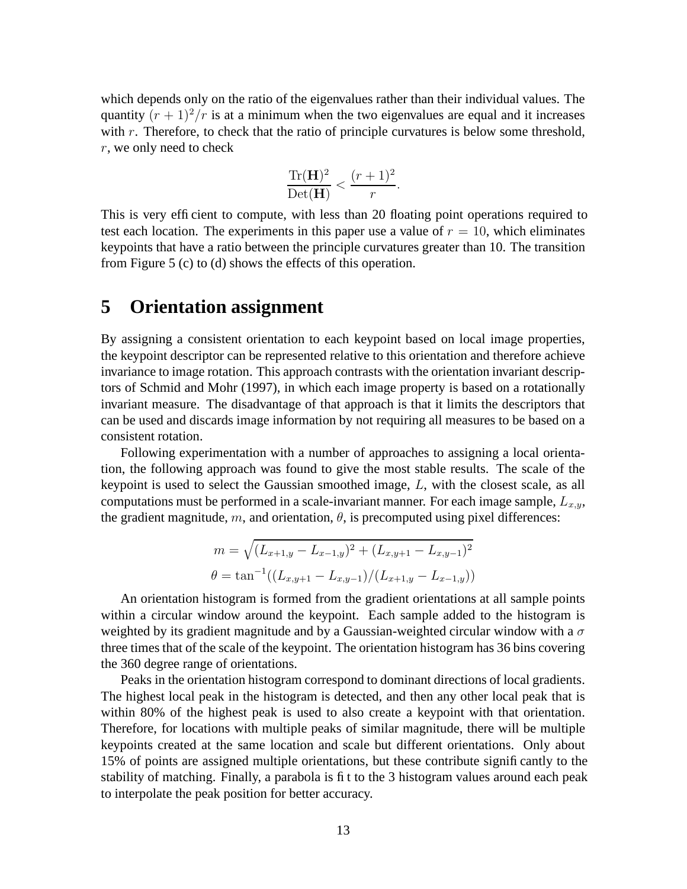which depends only on the ratio of the eigenvalues rather than their individual values. The quantity $(r+1)^2/r$ is at a minimum when the two eigenvalues are equal and it increases with $r$. Therefore, to check that the ratio of principle curvatures is below some threshold, $r$, we only need to check

$$\frac{\text{Tr}(\mathbf{H})^2}{\text{Det}(\mathbf{H})} < \frac{(r+1)^2}{r}.$$

This is very efficient to compute, with less than 20 floating point operations required to test each location. The experiments in this paper use a value of $r = 10$, which eliminates keypoints that have a ratio between the principle curvatures greater than 10. The transition from Figure 5 (c) to (d) shows the effects of this operation.

# 5 Orientation assignment

By assigning a consistent orientation to each keypoint based on local image properties, the keypoint descriptor can be represented relative to this orientation and therefore achieve invariance to image rotation. This approach contrasts with the orientation invariant descriptors of Schmid and Mohr (1997), in which each image property is based on a rotationally invariant measure. The disadvantage of that approach is that it limits the descriptors that can be used and discards image information by not requiring all measures to be based on a consistent rotation.

Following experimentation with a number of approaches to assigning a local orientation, the following approach was found to give the most stable results. The scale of the keypoint is used to select the Gaussian smoothed image, $L$, with the closest scale, as all computations must be performed in a scale-invariant manner. For each image sample, $L_{x,y}$, the gradient magnitude, $m$, and orientation, $\theta$, is precomputed using pixel differences:

$$m = \sqrt{(L_{x+1,y} - L_{x-1,y})^2 + (L_{x,y+1} - L_{x,y-1})^2}$$

$$\theta = \tan^{-1}((L_{x,y+1} - L_{x,y-1})/(L_{x+1,y} - L_{x-1,y}))$$

An orientation histogram is formed from the gradient orientations at all sample points within a circular window around the keypoint. Each sample added to the histogram is weighted by its gradient magnitude and by a Gaussian-weighted circular window with a $\sigma$ three times that of the scale of the keypoint. The orientation histogram has 36 bins covering the 360 degree range of orientations.

Peaks in the orientation histogram correspond to dominant directions of local gradients. The highest local peak in the histogram is detected, and then any other local peak that is within 80% of the highest peak is used to also create a keypoint with that orientation. Therefore, for locations with multiple peaks of similar magnitude, there will be multiple keypoints created at the same location and scale but different orientations. Only about 15% of points are assigned multiple orientations, but these contribute significantly to the stability of matching. Finally, a parabola is fit to the 3 histogram values around each peak to interpolate the peak position for better accuracy.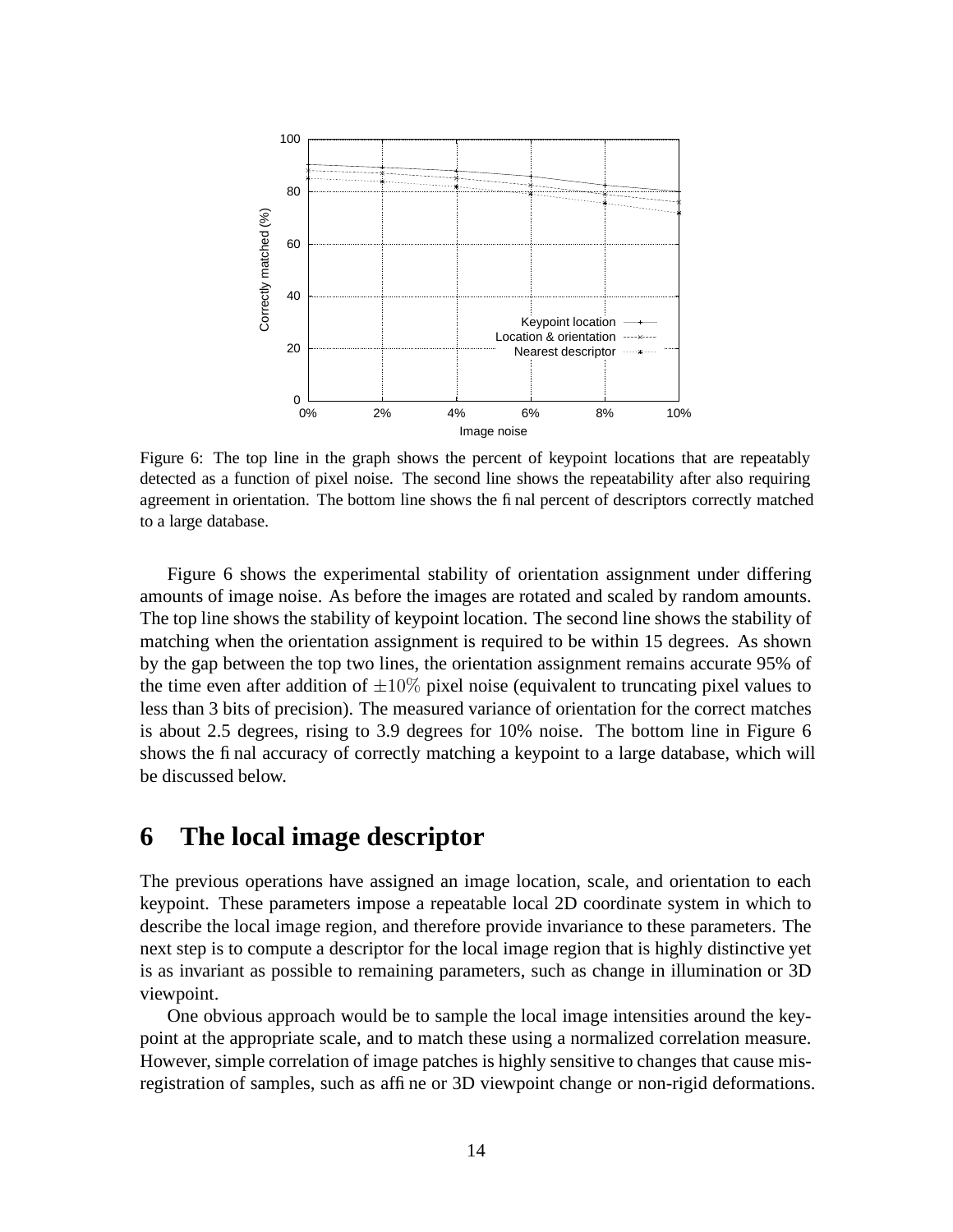Figure 6: The top line in the graph shows the percent of keypoint locations that are repeatably detected as a function of pixel noise. The second line shows the repeatability after also requiring agreement in orientation. The bottom line shows the final percent of descriptors correctly matched to a large database.

Figure 6 shows the experimental stability of orientation assignment under differing amounts of image noise. As before the images are rotated and scaled by random amounts. The top line shows the stability of keypoint location. The second line shows the stability of matching when the orientation assignment is required to be within 15 degrees. As shown by the gap between the top two lines, the orientation assignment remains accurate 95% of the time even after addition of $\pm 10\%$ pixel noise (equivalent to truncating pixel values to less than 3 bits of precision). The measured variance of orientation for the correct matches is about 2.5 degrees, rising to 3.9 degrees for 10% noise. The bottom line in Figure 6 shows the final accuracy of correctly matching a keypoint to a large database, which will be discussed below.

# 6 The local image descriptor

The previous operations have assigned an image location, scale, and orientation to each keypoint. These parameters impose a repeatable local 2D coordinate system in which to describe the local image region, and therefore provide invariance to these parameters. The next step is to compute a descriptor for the local image region that is highly distinctive yet is as invariant as possible to remaining parameters, such as change in illumination or 3D viewpoint.

One obvious approach would be to sample the local image intensities around the keypoint at the appropriate scale, and to match these using a normalized correlation measure. However, simple correlation of image patches is highly sensitive to changes that cause misregistration of samples, such as affine or 3D viewpoint change or non-rigid deformations.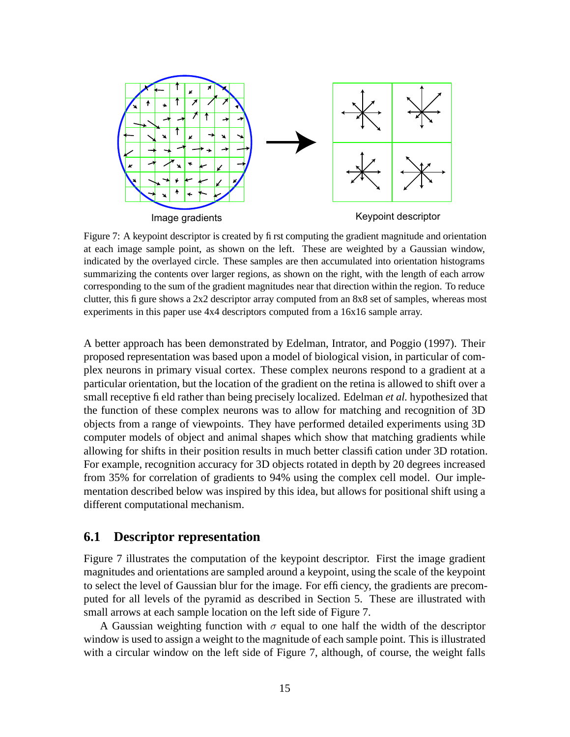Image gradients

Keypoint descriptor

Figure 7: A keypoint descriptor is created by first computing the gradient magnitude and orientation at each image sample point, as shown on the left. These are weighted by a Gaussian window, indicated by the overlayed circle. These samples are then accumulated into orientation histograms summarizing the contents over larger regions, as shown on the right, with the length of each arrow corresponding to the sum of the gradient magnitudes near that direction within the region. To reduce clutter, this figure shows a 2x2 descriptor array computed from an 8x8 set of samples, whereas most experiments in this paper use 4x4 descriptors computed from a 16x16 sample array.

A better approach has been demonstrated by Edelman, Intrator, and Poggio (1997). Their proposed representation was based upon a model of biological vision, in particular of complex neurons in primary visual cortex. These complex neurons respond to a gradient at a particular orientation, but the location of the gradient on the retina is allowed to shift over a small receptive field rather than being precisely localized. Edelman *et al.* hypothesized that the function of these complex neurons was to allow for matching and recognition of 3D objects from a range of viewpoints. They have performed detailed experiments using 3D computer models of object and animal shapes which show that matching gradients while allowing for shifts in their position results in much better classification under 3D rotation. For example, recognition accuracy for 3D objects rotated in depth by 20 degrees increased from 35% for correlation of gradients to 94% using the complex cell model. Our implementation described below was inspired by this idea, but allows for positional shift using a different computational mechanism.

## 6.1 Descriptor representation

Figure 7 illustrates the computation of the keypoint descriptor. First the image gradient magnitudes and orientations are sampled around a keypoint, using the scale of the keypoint to select the level of Gaussian blur for the image. For efficiency, the gradients are precomputed for all levels of the pyramid as described in Section 5. These are illustrated with small arrows at each sample location on the left side of Figure 7.

A Gaussian weighting function with $\sigma$ equal to one half the width of the descriptor window is used to assign a weight to the magnitude of each sample point. This is illustrated with a circular window on the left side of Figure 7, although, of course, the weight falls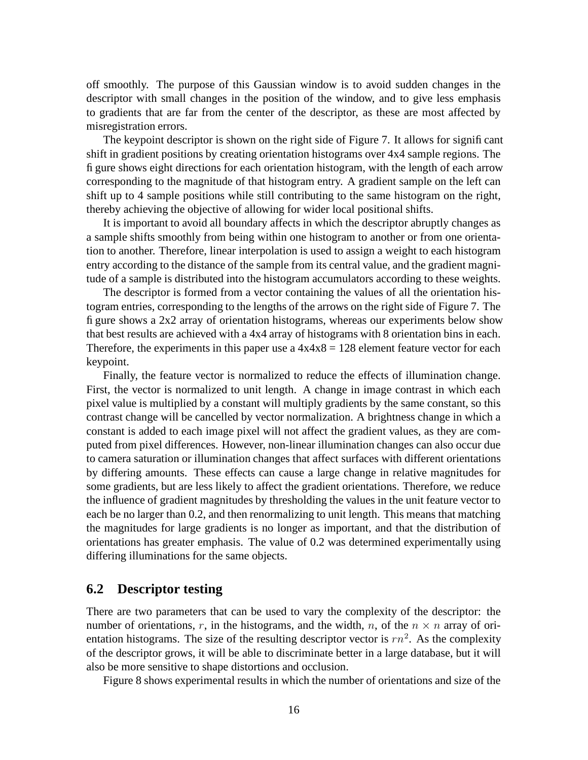off smoothly. The purpose of this Gaussian window is to avoid sudden changes in the descriptor with small changes in the position of the window, and to give less emphasis to gradients that are far from the center of the descriptor, as these are most affected by misregistration errors.

The keypoint descriptor is shown on the right side of Figure 7. It allows for significant shift in gradient positions by creating orientation histograms over 4x4 sample regions. The figure shows eight directions for each orientation histogram, with the length of each arrow corresponding to the magnitude of that histogram entry. A gradient sample on the left can shift up to 4 sample positions while still contributing to the same histogram on the right, thereby achieving the objective of allowing for wider local positional shifts.

It is important to avoid all boundary affects in which the descriptor abruptly changes as a sample shifts smoothly from being within one histogram to another or from one orientation to another. Therefore, linear interpolation is used to assign a weight to each histogram entry according to the distance of the sample from its central value, and the gradient magnitude of a sample is distributed into the histogram accumulators according to these weights.

The descriptor is formed from a vector containing the values of all the orientation histogram entries, corresponding to the lengths of the arrows on the right side of Figure 7. The figure shows a 2x2 array of orientation histograms, whereas our experiments below show that best results are achieved with a 4x4 array of histograms with 8 orientation bins in each. Therefore, the experiments in this paper use a 4x4x8 = 128 element feature vector for each keypoint.

Finally, the feature vector is normalized to reduce the effects of illumination change. First, the vector is normalized to unit length. A change in image contrast in which each pixel value is multiplied by a constant will multiply gradients by the same constant, so this contrast change will be cancelled by vector normalization. A brightness change in which a constant is added to each image pixel will not affect the gradient values, as they are computed from pixel differences. However, non-linear illumination changes can also occur due to camera saturation or illumination changes that affect surfaces with different orientations by differing amounts. These effects can cause a large change in relative magnitudes for some gradients, but are less likely to affect the gradient orientations. Therefore, we reduce the influence of gradient magnitudes by thresholding the values in the unit feature vector to each be no larger than 0.2, and then renormalizing to unit length. This means that matching the magnitudes for large gradients is no longer as important, and that the distribution of orientations has greater emphasis. The value of 0.2 was determined experimentally using differing illuminations for the same objects.

## 6.2 Descriptor testing

There are two parameters that can be used to vary the complexity of the descriptor: the number of orientations, $r$, in the histograms, and the width, $n$, of the $n \times n$ array of orientation histograms. The size of the resulting descriptor vector is $rn^2$. As the complexity of the descriptor grows, it will be able to discriminate better in a large database, but it will also be more sensitive to shape distortions and occlusion.

Figure 8 shows experimental results in which the number of orientations and size of the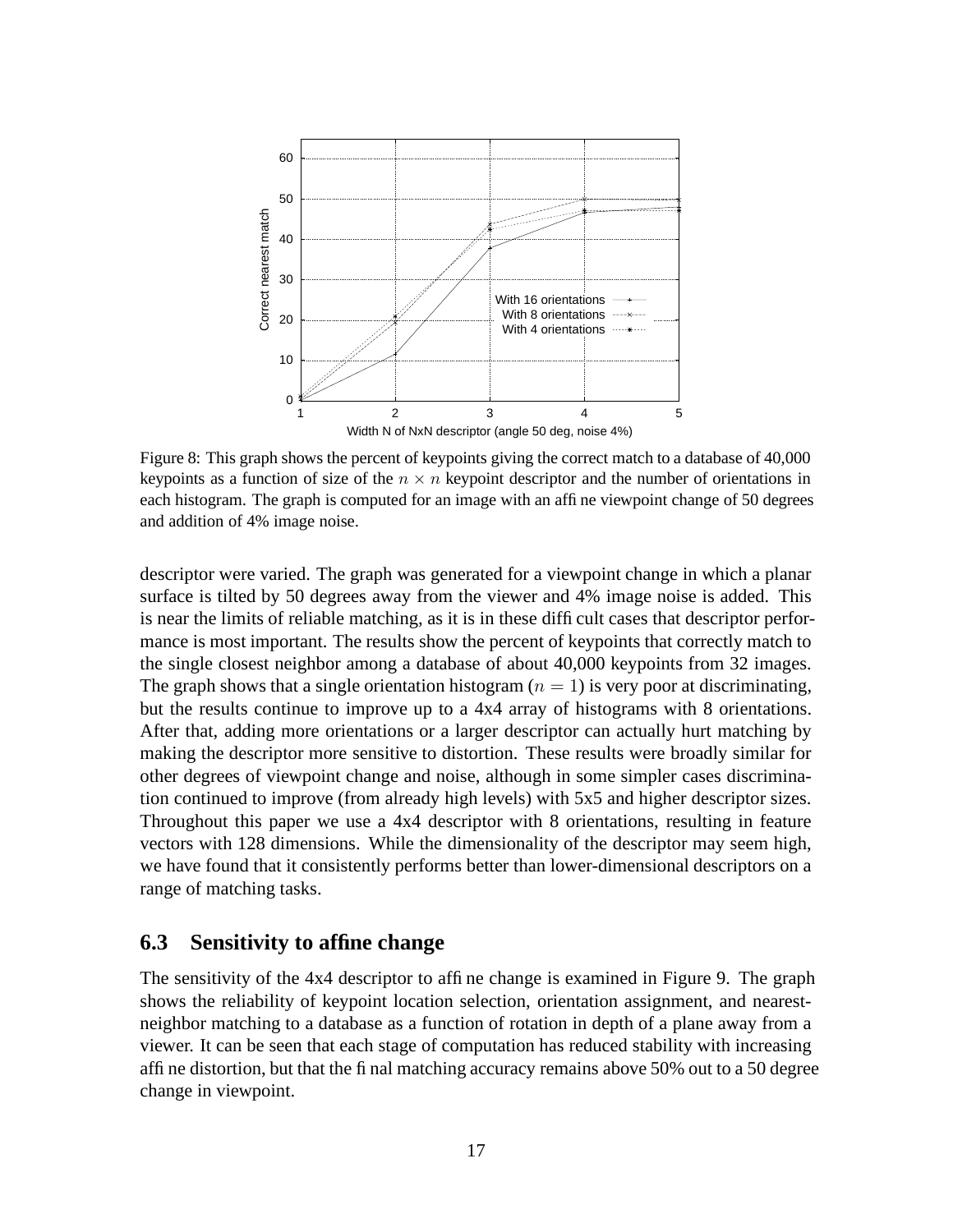Figure 8: This graph shows the percent of keypoints giving the correct match to a database of 40,000 keypoints as a function of size of the $n \times n$ keypoint descriptor and the number of orientations in each histogram. The graph is computed for an image with an affine viewpoint change of 50 degrees and addition of 4% image noise.

descriptor were varied. The graph was generated for a viewpoint change in which a planar surface is tilted by 50 degrees away from the viewer and 4% image noise is added. This is near the limits of reliable matching, as it is in these difficult cases that descriptor performance is most important. The results show the percent of keypoints that correctly match to the single closest neighbor among a database of about 40,000 keypoints from 32 images. The graph shows that a single orientation histogram ($n = 1$) is very poor at discriminating, but the results continue to improve up to a 4x4 array of histograms with 8 orientations. After that, adding more orientations or a larger descriptor can actually hurt matching by making the descriptor more sensitive to distortion. These results were broadly similar for other degrees of viewpoint change and noise, although in some simpler cases discrimination continued to improve (from already high levels) with 5x5 and higher descriptor sizes. Throughout this paper we use a 4x4 descriptor with 8 orientations, resulting in feature vectors with 128 dimensions. While the dimensionality of the descriptor may seem high, we have found that it consistently performs better than lower-dimensional descriptors on a range of matching tasks.

## 6.3 Sensitivity to affine change

The sensitivity of the 4x4 descriptor to affine change is examined in Figure 9. The graph shows the reliability of keypoint location selection, orientation assignment, and nearest-neighbor matching to a database as a function of rotation in depth of a plane away from a viewer. It can be seen that each stage of computation has reduced stability with increasing affine distortion, but that the final matching accuracy remains above 50% out to a 50 degree change in viewpoint.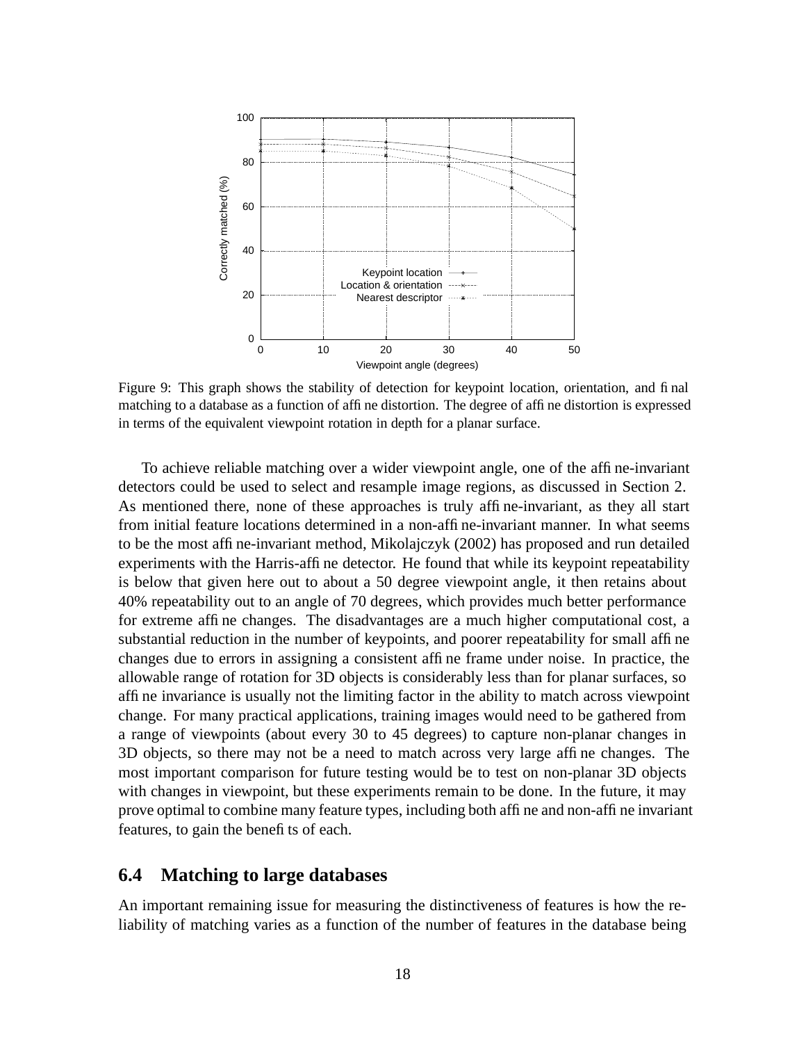Figure 9: This graph shows the stability of detection for keypoint location, orientation, and final matching to a database as a function of affine distortion. The degree of affine distortion is expressed in terms of the equivalent viewpoint rotation in depth for a planar surface.

To achieve reliable matching over a wider viewpoint angle, one of the affine-invariant detectors could be used to select and resample image regions, as discussed in Section 2. As mentioned there, none of these approaches is truly affine-invariant, as they all start from initial feature locations determined in a non-affine-invariant manner. In what seems to be the most affine-invariant method, Mikolajczyk (2002) has proposed and run detailed experiments with the Harris-affine detector. He found that while its keypoint repeatability is below that given here out to about a 50 degree viewpoint angle, it then retains about 40% repeatability out to an angle of 70 degrees, which provides much better performance for extreme affine changes. The disadvantages are a much higher computational cost, a substantial reduction in the number of keypoints, and poorer repeatability for small affine changes due to errors in assigning a consistent affine frame under noise. In practice, the allowable range of rotation for 3D objects is considerably less than for planar surfaces, so affine invariance is usually not the limiting factor in the ability to match across viewpoint change. For many practical applications, training images would need to be gathered from a range of viewpoints (about every 30 to 45 degrees) to capture non-planar changes in 3D objects, so there may not be a need to match across very large affine changes. The most important comparison for future testing would be to test on non-planar 3D objects with changes in viewpoint, but these experiments remain to be done. In the future, it may prove optimal to combine many feature types, including both affine and non-affine invariant features, to gain the benefits of each.

## 6.4 Matching to large databases

An important remaining issue for measuring the distinctiveness of features is how the reliability of matching varies as a function of the number of features in the database being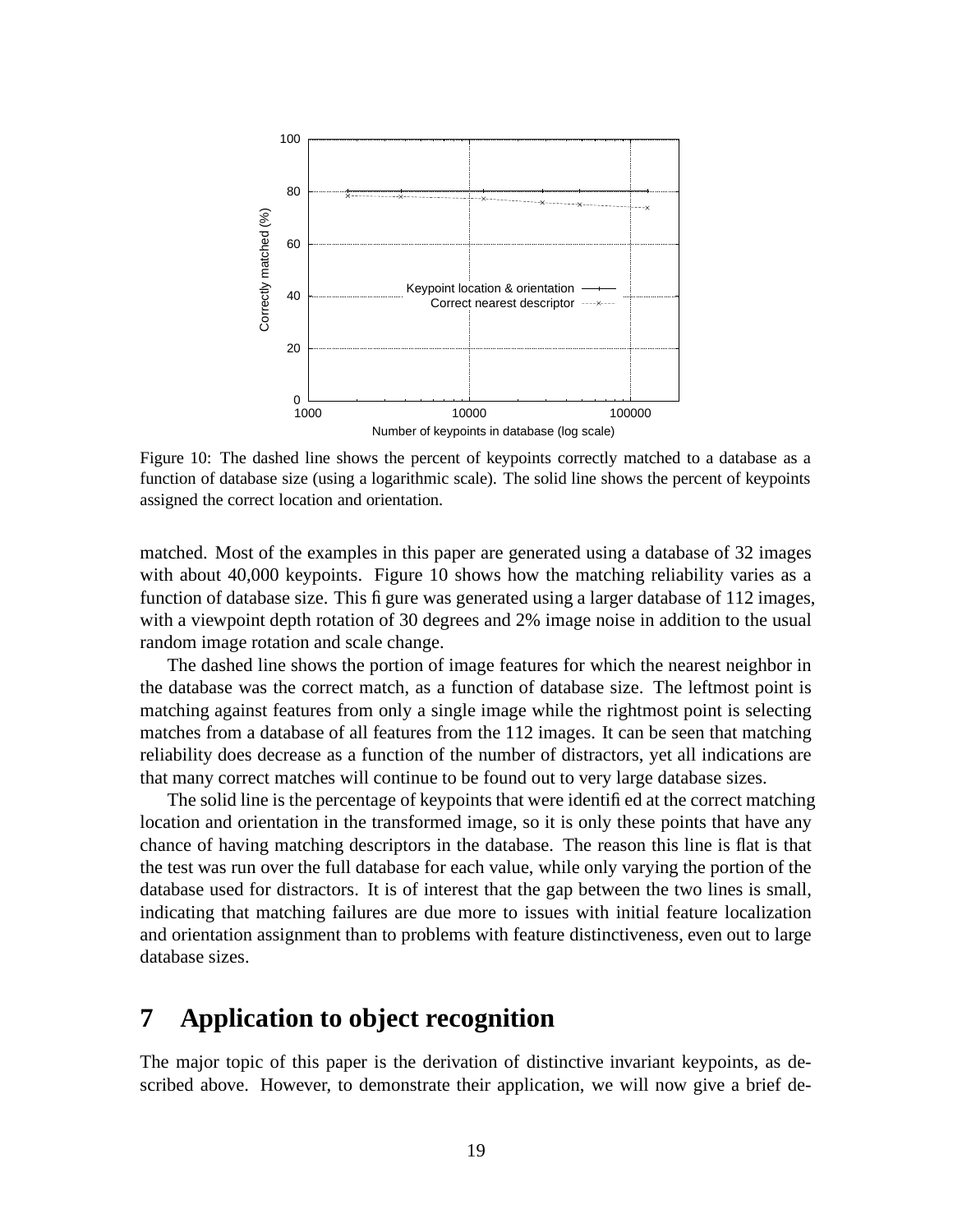Figure 10: The dashed line shows the percent of keypoints correctly matched to a database as a function of database size (using a logarithmic scale). The solid line shows the percent of keypoints assigned the correct location and orientation.

matched. Most of the examples in this paper are generated using a database of 32 images with about 40,000 keypoints. Figure 10 shows how the matching reliability varies as a function of database size. This figure was generated using a larger database of 112 images, with a viewpoint depth rotation of 30 degrees and 2% image noise in addition to the usual random image rotation and scale change.

The dashed line shows the portion of image features for which the nearest neighbor in the database was the correct match, as a function of database size. The leftmost point is matching against features from only a single image while the rightmost point is selecting matches from a database of all features from the 112 images. It can be seen that matching reliability does decrease as a function of the number of distractors, yet all indications are that many correct matches will continue to be found out to very large database sizes.

The solid line is the percentage of keypoints that were identified at the correct matching location and orientation in the transformed image, so it is only these points that have any chance of having matching descriptors in the database. The reason this line is flat is that the test was run over the full database for each value, while only varying the portion of the database used for distractors. It is of interest that the gap between the two lines is small, indicating that matching failures are due more to issues with initial feature localization and orientation assignment than to problems with feature distinctiveness, even out to large database sizes.

# 7 Application to object recognition

The major topic of this paper is the derivation of distinctive invariant keypoints, as described above. However, to demonstrate their application, we will now give a brief de-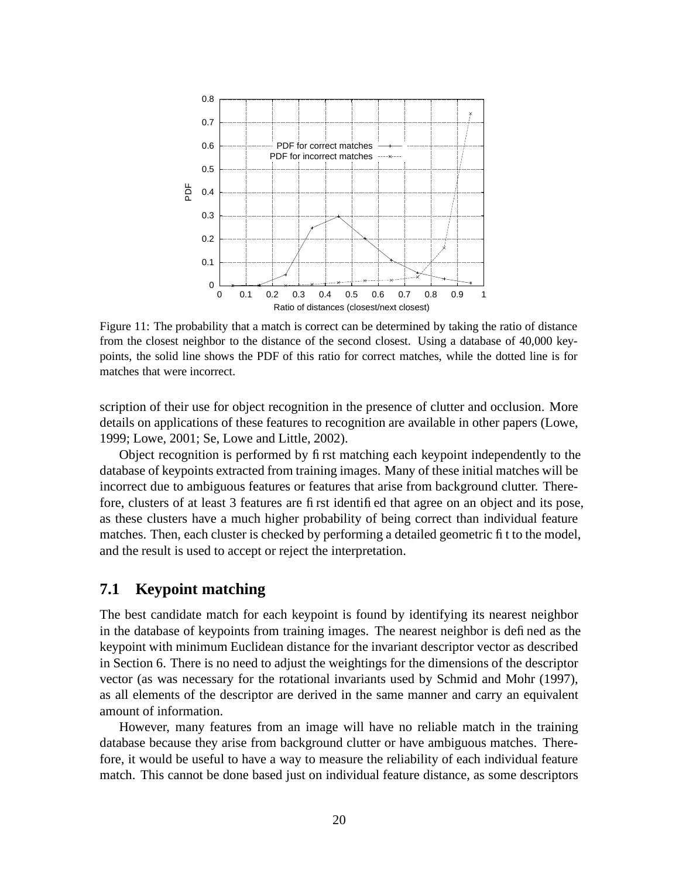Figure 11: The probability that a match is correct can be determined by taking the ratio of distance from the closest neighbor to the distance of the second closest. Using a database of 40,000 keypoints, the solid line shows the PDF of this ratio for correct matches, while the dotted line is for matches that were incorrect.

scription of their use for object recognition in the presence of clutter and occlusion. More details on applications of these features to recognition are available in other papers (Lowe, 1999; Lowe, 2001; Se, Lowe and Little, 2002).

Object recognition is performed by first matching each keypoint independently to the database of keypoints extracted from training images. Many of these initial matches will be incorrect due to ambiguous features or features that arise from background clutter. Therefore, clusters of at least 3 features are first identified that agree on an object and its pose, as these clusters have a much higher probability of being correct than individual feature matches. Then, each cluster is checked by performing a detailed geometric fit to the model, and the result is used to accept or reject the interpretation.

## 7.1 Keypoint matching

The best candidate match for each keypoint is found by identifying its nearest neighbor in the database of keypoints from training images. The nearest neighbor is defined as the keypoint with minimum Euclidean distance for the invariant descriptor vector as described in Section 6. There is no need to adjust the weightings for the dimensions of the descriptor vector (as was necessary for the rotational invariants used by Schmid and Mohr (1997), as all elements of the descriptor are derived in the same manner and carry an equivalent amount of information.

However, many features from an image will have no reliable match in the training database because they arise from background clutter or have ambiguous matches. Therefore, it would be useful to have a way to measure the reliability of each individual feature match. This cannot be done based just on individual feature distance, as some descriptors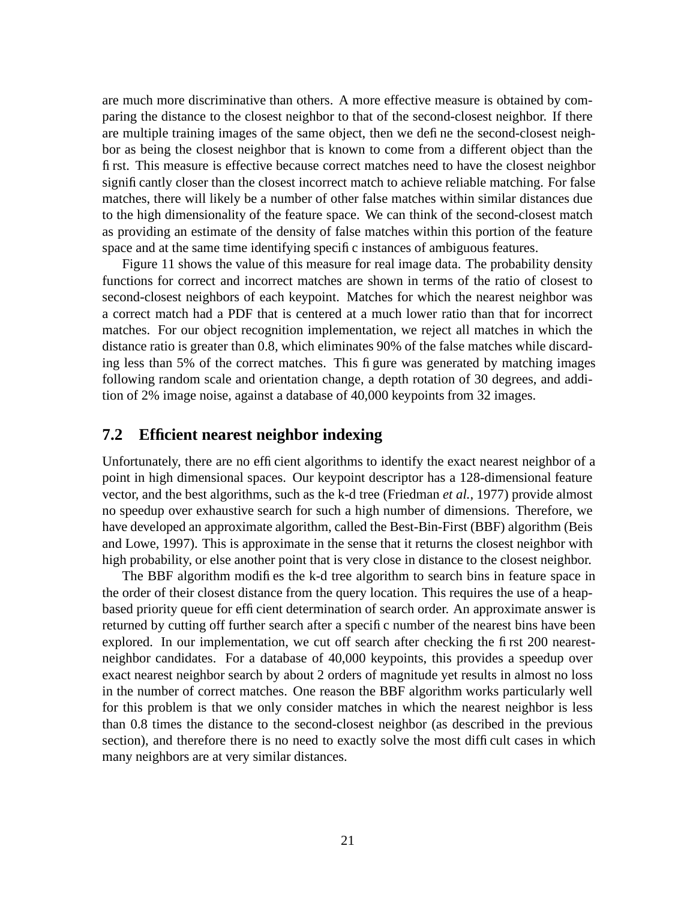are much more discriminative than others. A more effective measure is obtained by comparing the distance to the closest neighbor to that of the second-closest neighbor. If there are multiple training images of the same object, then we define the second-closest neighbor as being the closest neighbor that is known to come from a different object than the first. This measure is effective because correct matches need to have the closest neighbor significantly closer than the closest incorrect match to achieve reliable matching. For false matches, there will likely be a number of other false matches within similar distances due to the high dimensionality of the feature space. We can think of the second-closest match as providing an estimate of the density of false matches within this portion of the feature space and at the same time identifying specific instances of ambiguous features.

Figure 11 shows the value of this measure for real image data. The probability density functions for correct and incorrect matches are shown in terms of the ratio of closest to second-closest neighbors of each keypoint. Matches for which the nearest neighbor was a correct match had a PDF that is centered at a much lower ratio than that for incorrect matches. For our object recognition implementation, we reject all matches in which the distance ratio is greater than 0.8, which eliminates 90% of the false matches while discarding less than 5% of the correct matches. This figure was generated by matching images following random scale and orientation change, a depth rotation of 30 degrees, and addition of 2% image noise, against a database of 40,000 keypoints from 32 images.

## 7.2 Efficient nearest neighbor indexing

Unfortunately, there are no efficient algorithms to identify the exact nearest neighbor of a point in high dimensional spaces. Our keypoint descriptor has a 128-dimensional feature vector, and the best algorithms, such as the k-d tree (Friedman *et al.*, 1977) provide almost no speedup over exhaustive search for such a high number of dimensions. Therefore, we have developed an approximate algorithm, called the Best-Bin-First (BBF) algorithm (Beis and Lowe, 1997). This is approximate in the sense that it returns the closest neighbor with high probability, or else another point that is very close in distance to the closest neighbor.

The BBF algorithm modifies the k-d tree algorithm to search bins in feature space in the order of their closest distance from the query location. This requires the use of a heap-based priority queue for efficient determination of search order. An approximate answer is returned by cutting off further search after a specific number of the nearest bins have been explored. In our implementation, we cut off search after checking the first 200 nearest-neighbor candidates. For a database of 40,000 keypoints, this provides a speedup over exact nearest neighbor search by about 2 orders of magnitude yet results in almost no loss in the number of correct matches. One reason the BBF algorithm works particularly well for this problem is that we only consider matches in which the nearest neighbor is less than 0.8 times the distance to the second-closest neighbor (as described in the previous section), and therefore there is no need to exactly solve the most difficult cases in which many neighbors are at very similar distances.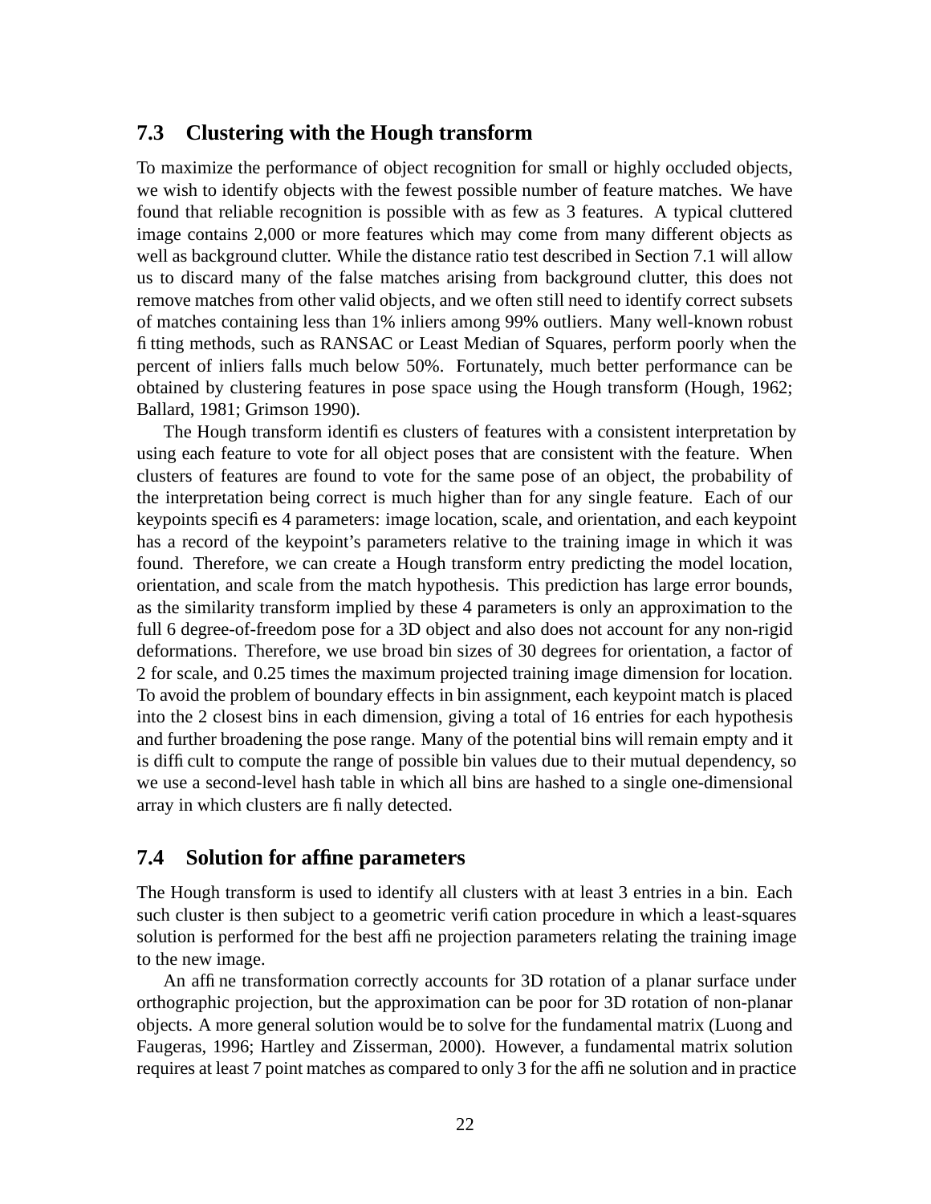## 7.3 Clustering with the Hough transform

To maximize the performance of object recognition for small or highly occluded objects, we wish to identify objects with the fewest possible number of feature matches. We have found that reliable recognition is possible with as few as 3 features. A typical cluttered image contains 2,000 or more features which may come from many different objects as well as background clutter. While the distance ratio test described in Section 7.1 will allow us to discard many of the false matches arising from background clutter, this does not remove matches from other valid objects, and we often still need to identify correct subsets of matches containing less than 1% inliers among 99% outliers. Many well-known robust fitting methods, such as RANSAC or Least Median of Squares, perform poorly when the percent of inliers falls much below 50%. Fortunately, much better performance can be obtained by clustering features in pose space using the Hough transform (Hough, 1962; Ballard, 1981; Grimson 1990).

The Hough transform identifies clusters of features with a consistent interpretation by using each feature to vote for all object poses that are consistent with the feature. When clusters of features are found to vote for the same pose of an object, the probability of the interpretation being correct is much higher than for any single feature. Each of our keypoints specifies 4 parameters: image location, scale, and orientation, and each keypoint has a record of the keypoint's parameters relative to the training image in which it was found. Therefore, we can create a Hough transform entry predicting the model location, orientation, and scale from the match hypothesis. This prediction has large error bounds, as the similarity transform implied by these 4 parameters is only an approximation to the full 6 degree-of-freedom pose for a 3D object and also does not account for any non-rigid deformations. Therefore, we use broad bin sizes of 30 degrees for orientation, a factor of 2 for scale, and 0.25 times the maximum projected training image dimension for location. To avoid the problem of boundary effects in bin assignment, each keypoint match is placed into the 2 closest bins in each dimension, giving a total of 16 entries for each hypothesis and further broadening the pose range. Many of the potential bins will remain empty and it is difficult to compute the range of possible bin values due to their mutual dependency, so we use a second-level hash table in which all bins are hashed to a single one-dimensional array in which clusters are finally detected.

## 7.4 Solution for affine parameters

The Hough transform is used to identify all clusters with at least 3 entries in a bin. Each such cluster is then subject to a geometric verification procedure in which a least-squares solution is performed for the best affine projection parameters relating the training image to the new image.

An affine transformation correctly accounts for 3D rotation of a planar surface under orthographic projection, but the approximation can be poor for 3D rotation of non-planar objects. A more general solution would be to solve for the fundamental matrix (Luong and Faugeras, 1996; Hartley and Zisserman, 2000). However, a fundamental matrix solution requires at least 7 point matches as compared to only 3 for the affine solution and in practice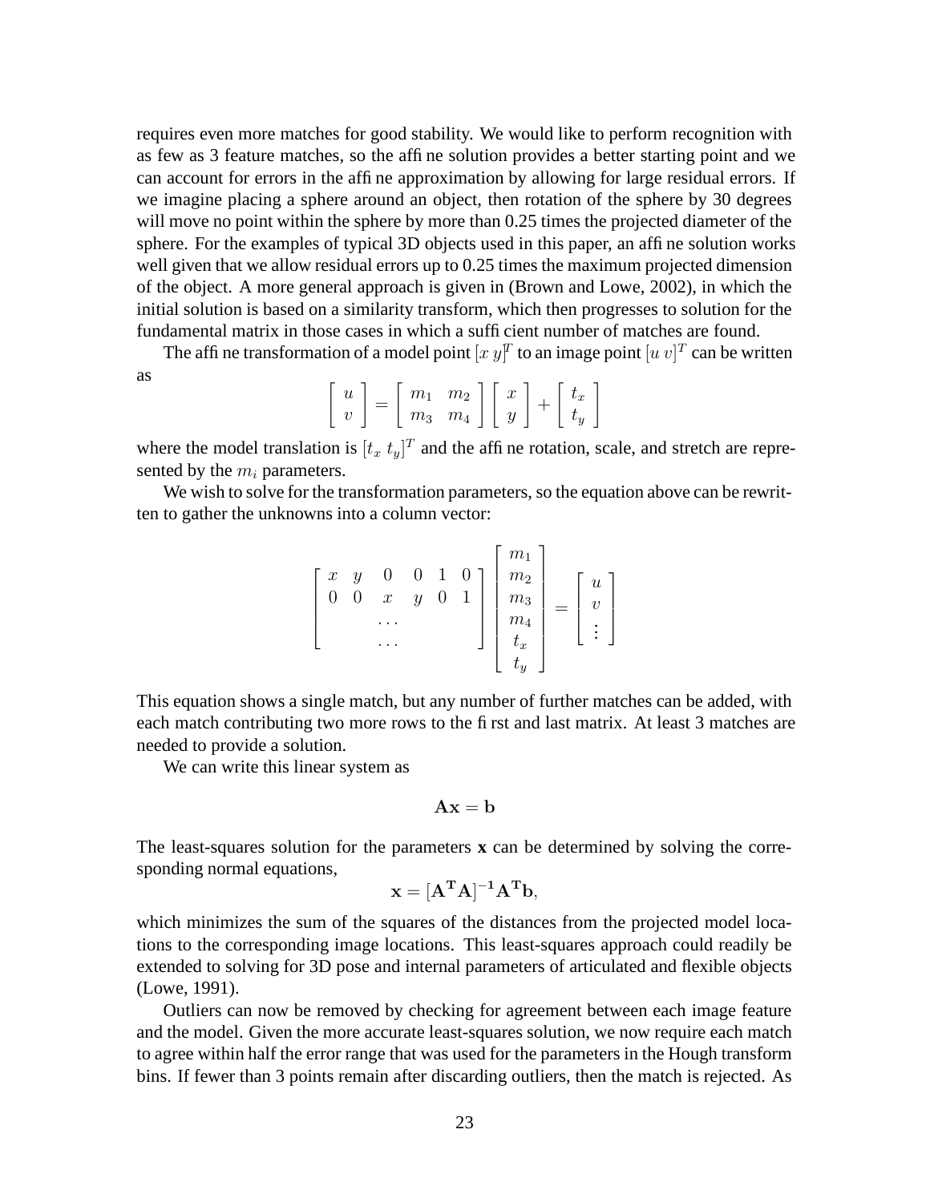requires even more matches for good stability. We would like to perform recognition with as few as 3 feature matches, so the affine solution provides a better starting point and we can account for errors in the affine approximation by allowing for large residual errors. If we imagine placing a sphere around an object, then rotation of the sphere by 30 degrees will move no point within the sphere by more than 0.25 times the projected diameter of the sphere. For the examples of typical 3D objects used in this paper, an affine solution works well given that we allow residual errors up to 0.25 times the maximum projected dimension of the object. A more general approach is given in (Brown and Lowe, 2002), in which the initial solution is based on a similarity transform, which then progresses to solution for the fundamental matrix in those cases in which a sufficient number of matches are found.

The affine transformation of a model point $[x\ y]^T$ to an image point $[u\ v]^T$ can be written as

$$\begin{bmatrix} u \\ v \end{bmatrix} = \begin{bmatrix} m_1 & m_2 \\ m_3 & m_4 \end{bmatrix} \begin{bmatrix} x \\ y \end{bmatrix} + \begin{bmatrix} t_x \\ t_y \end{bmatrix}$$

where the model translation is $[t_x\ t_y]^T$ and the affine rotation, scale, and stretch are represented by the $m_i$ parameters.

We wish to solve for the transformation parameters, so the equation above can be rewritten to gather the unknowns into a column vector:

$$\begin{bmatrix} x & y & 0 & 0 & 1 & 0 \\ 0 & 0 & x & y & 0 & 1 \\ & & \cdots & & & \\ & & \cdots & & & \end{bmatrix} \begin{bmatrix} m_1 \\ m_2 \\ m_3 \\ m_4 \\ t_x \\ t_y \end{bmatrix} = \begin{bmatrix} u \\ v \\ \vdots \end{bmatrix}$$

This equation shows a single match, but any number of further matches can be added, with each match contributing two more rows to the first and last matrix. At least 3 matches are needed to provide a solution.

We can write this linear system as

$$\mathbf{A}\mathbf{x} = \mathbf{b}$$

The least-squares solution for the parameters **x** can be determined by solving the corresponding normal equations,

$$\mathbf{x} = [\mathbf{A}^\mathbf{T}\mathbf{A}]^{-1}\mathbf{A}^\mathbf{T}\mathbf{b},$$

which minimizes the sum of the squares of the distances from the projected model locations to the corresponding image locations. This least-squares approach could readily be extended to solving for 3D pose and internal parameters of articulated and flexible objects (Lowe, 1991).

Outliers can now be removed by checking for agreement between each image feature and the model. Given the more accurate least-squares solution, we now require each match to agree within half the error range that was used for the parameters in the Hough transform bins. If fewer than 3 points remain after discarding outliers, then the match is rejected. As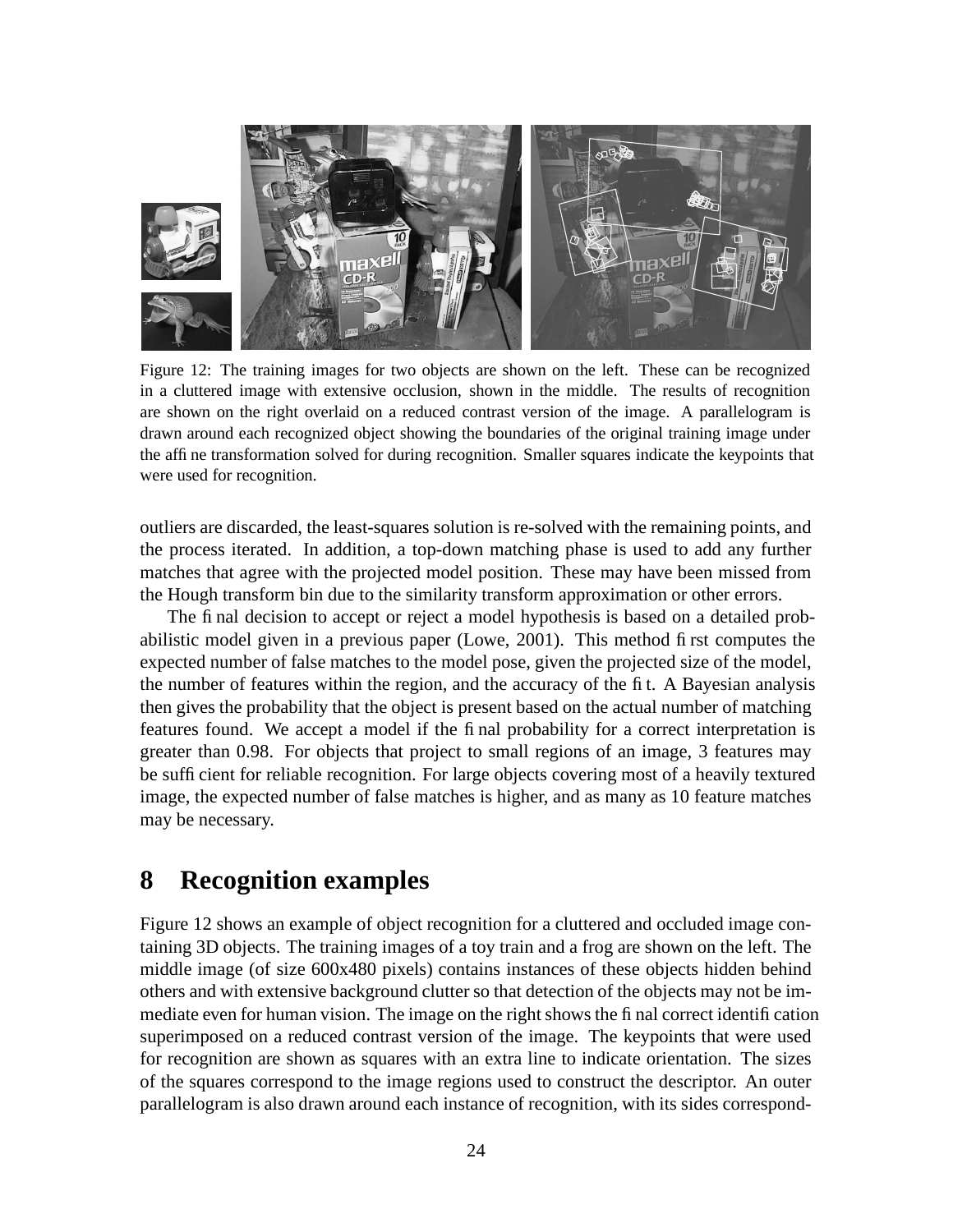Figure 12: The training images for two objects are shown on the left. These can be recognized in a cluttered image with extensive occlusion, shown in the middle. The results of recognition are shown on the right overlaid on a reduced contrast version of the image. A parallelogram is drawn around each recognized object showing the boundaries of the original training image under the affine transformation solved for during recognition. Smaller squares indicate the keypoints that were used for recognition.

outliers are discarded, the least-squares solution is re-solved with the remaining points, and the process iterated. In addition, a top-down matching phase is used to add any further matches that agree with the projected model position. These may have been missed from the Hough transform bin due to the similarity transform approximation or other errors.

The final decision to accept or reject a model hypothesis is based on a detailed probabilistic model given in a previous paper (Lowe, 2001). This method first computes the expected number of false matches to the model pose, given the projected size of the model, the number of features within the region, and the accuracy of the fit. A Bayesian analysis then gives the probability that the object is present based on the actual number of matching features found. We accept a model if the final probability for a correct interpretation is greater than 0.98. For objects that project to small regions of an image, 3 features may be sufficient for reliable recognition. For large objects covering most of a heavily textured image, the expected number of false matches is higher, and as many as 10 feature matches may be necessary.

# 8 Recognition examples

Figure 12 shows an example of object recognition for a cluttered and occluded image containing 3D objects. The training images of a toy train and a frog are shown on the left. The middle image (of size 600x480 pixels) contains instances of these objects hidden behind others and with extensive background clutter so that detection of the objects may not be immediate even for human vision. The image on the right shows the final correct identification superimposed on a reduced contrast version of the image. The keypoints that were used for recognition are shown as squares with an extra line to indicate orientation. The sizes of the squares correspond to the image regions used to construct the descriptor. An outer parallelogram is also drawn around each instance of recognition, with its sides correspond-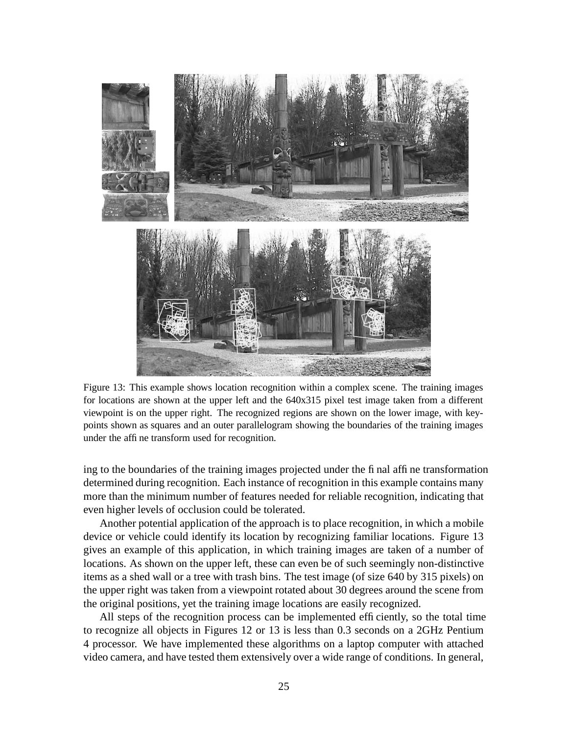Figure 13: This example shows location recognition within a complex scene. The training images for locations are shown at the upper left and the 640x315 pixel test image taken from a different viewpoint is on the upper right. The recognized regions are shown on the lower image, with keypoints shown as squares and an outer parallelogram showing the boundaries of the training images under the affine transform used for recognition.

ing to the boundaries of the training images projected under the final affine transformation determined during recognition. Each instance of recognition in this example contains many more than the minimum number of features needed for reliable recognition, indicating that even higher levels of occlusion could be tolerated.

Another potential application of the approach is to place recognition, in which a mobile device or vehicle could identify its location by recognizing familiar locations. Figure 13 gives an example of this application, in which training images are taken of a number of locations. As shown on the upper left, these can even be of such seemingly non-distinctive items as a shed wall or a tree with trash bins. The test image (of size 640 by 315 pixels) on the upper right was taken from a viewpoint rotated about 30 degrees around the scene from the original positions, yet the training image locations are easily recognized.

All steps of the recognition process can be implemented efficiently, so the total time to recognize all objects in Figures 12 or 13 is less than 0.3 seconds on a 2GHz Pentium 4 processor. We have implemented these algorithms on a laptop computer with attached video camera, and have tested them extensively over a wide range of conditions. In general,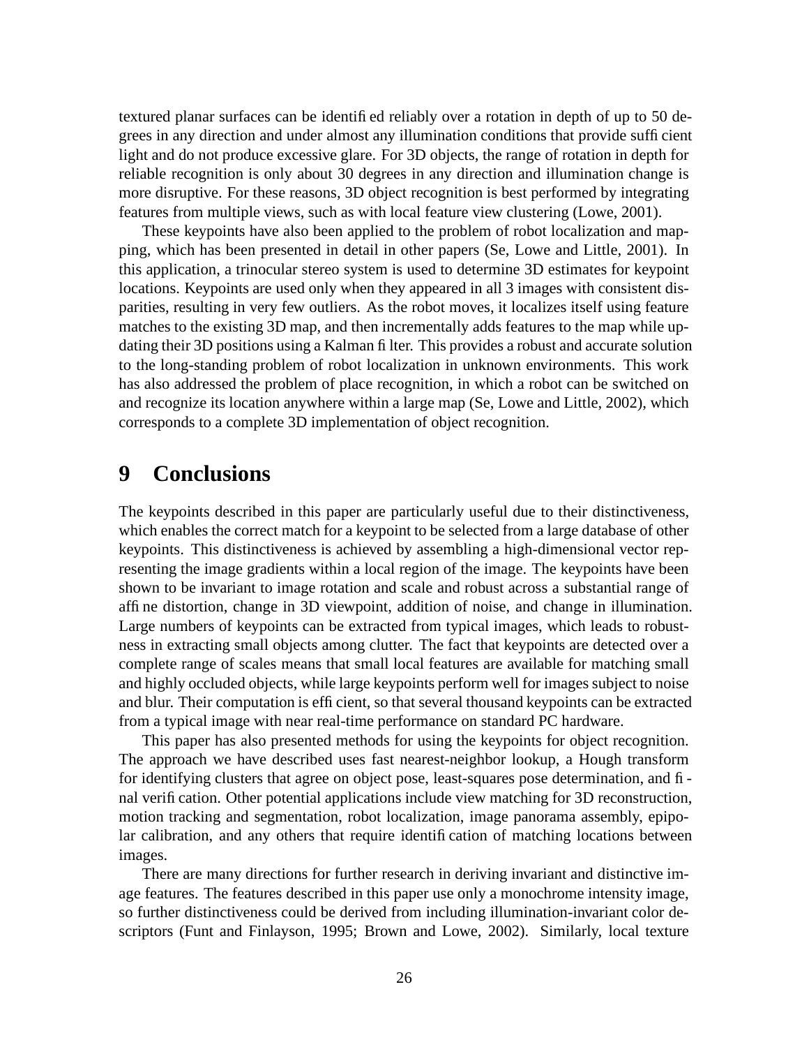textured planar surfaces can be identified reliably over a rotation in depth of up to 50 degrees in any direction and under almost any illumination conditions that provide sufficient light and do not produce excessive glare. For 3D objects, the range of rotation in depth for reliable recognition is only about 30 degrees in any direction and illumination change is more disruptive. For these reasons, 3D object recognition is best performed by integrating features from multiple views, such as with local feature view clustering (Lowe, 2001).

These keypoints have also been applied to the problem of robot localization and mapping, which has been presented in detail in other papers (Se, Lowe and Little, 2001). In this application, a trinocular stereo system is used to determine 3D estimates for keypoint locations. Keypoints are used only when they appeared in all 3 images with consistent disparities, resulting in very few outliers. As the robot moves, it localizes itself using feature matches to the existing 3D map, and then incrementally adds features to the map while updating their 3D positions using a Kalman filter. This provides a robust and accurate solution to the long-standing problem of robot localization in unknown environments. This work has also addressed the problem of place recognition, in which a robot can be switched on and recognize its location anywhere within a large map (Se, Lowe and Little, 2002), which corresponds to a complete 3D implementation of object recognition.

# 9 Conclusions

The keypoints described in this paper are particularly useful due to their distinctiveness, which enables the correct match for a keypoint to be selected from a large database of other keypoints. This distinctiveness is achieved by assembling a high-dimensional vector representing the image gradients within a local region of the image. The keypoints have been shown to be invariant to image rotation and scale and robust across a substantial range of affine distortion, change in 3D viewpoint, addition of noise, and change in illumination. Large numbers of keypoints can be extracted from typical images, which leads to robustness in extracting small objects among clutter. The fact that keypoints are detected over a complete range of scales means that small local features are available for matching small and highly occluded objects, while large keypoints perform well for images subject to noise and blur. Their computation is efficient, so that several thousand keypoints can be extracted from a typical image with near real-time performance on standard PC hardware.

This paper has also presented methods for using the keypoints for object recognition. The approach we have described uses fast nearest-neighbor lookup, a Hough transform for identifying clusters that agree on object pose, least-squares pose determination, and final verification. Other potential applications include view matching for 3D reconstruction, motion tracking and segmentation, robot localization, image panorama assembly, epipolar calibration, and any others that require identification of matching locations between images.

There are many directions for further research in deriving invariant and distinctive image features. The features described in this paper use only a monochrome intensity image, so further distinctiveness could be derived from including illumination-invariant color descriptors (Funt and Finlayson, 1995; Brown and Lowe, 2002). Similarly, local texture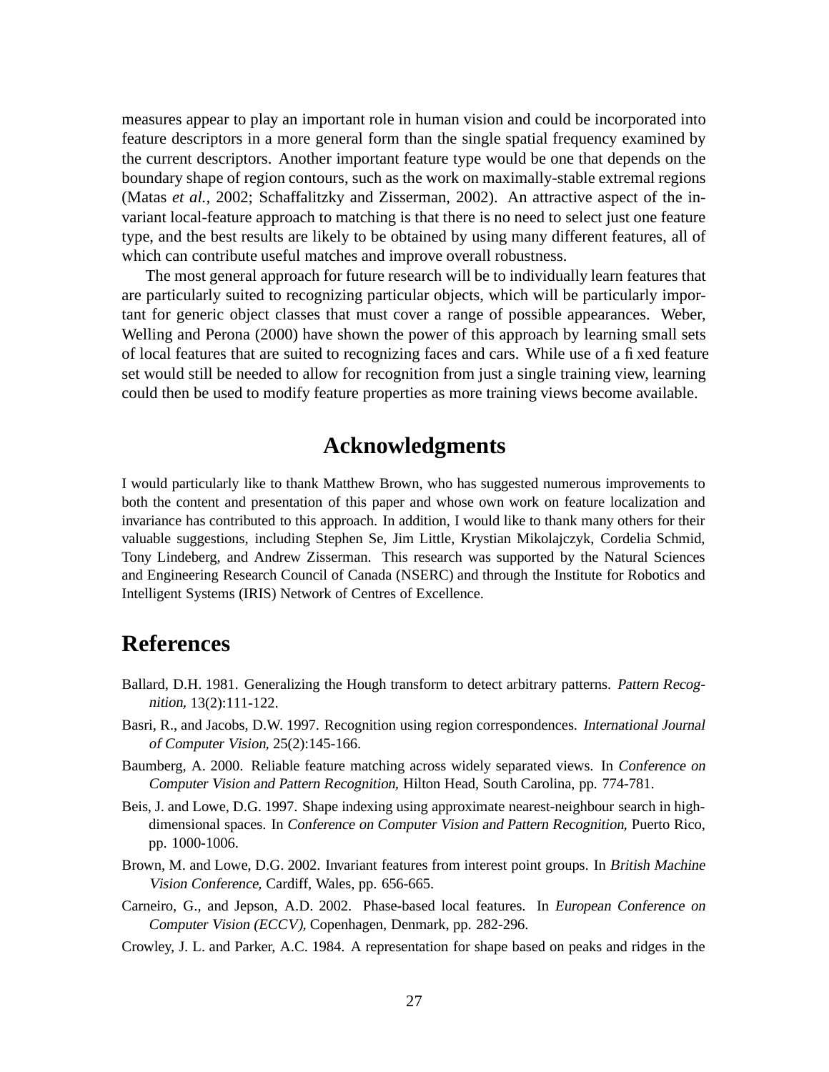measures appear to play an important role in human vision and could be incorporated into feature descriptors in a more general form than the single spatial frequency examined by the current descriptors. Another important feature type would be one that depends on the boundary shape of region contours, such as the work on maximally-stable extremal regions (Matas *et al.*, 2002; Schaffalitzky and Zisserman, 2002). An attractive aspect of the invariant local-feature approach to matching is that there is no need to select just one feature type, and the best results are likely to be obtained by using many different features, all of which can contribute useful matches and improve overall robustness.

The most general approach for future research will be to individually learn features that are particularly suited to recognizing particular objects, which will be particularly important for generic object classes that must cover a range of possible appearances. Weber, Welling and Perona (2000) have shown the power of this approach by learning small sets of local features that are suited to recognizing faces and cars. While use of a fixed feature set would still be needed to allow for recognition from just a single training view, learning could then be used to modify feature properties as more training views become available.

## Acknowledgments

I would particularly like to thank Matthew Brown, who has suggested numerous improvements to both the content and presentation of this paper and whose own work on feature localization and invariance has contributed to this approach. In addition, I would like to thank many others for their valuable suggestions, including Stephen Se, Jim Little, Krystian Mikolajczyk, Cordelia Schmid, Tony Lindeberg, and Andrew Zisserman. This research was supported by the Natural Sciences and Engineering Research Council of Canada (NSERC) and through the Institute for Robotics and Intelligent Systems (IRIS) Network of Centres of Excellence.

## References

Ballard, D.H. 1981. Generalizing the Hough transform to detect arbitrary patterns. *Pattern Recognition*, 13(2):111-122.

Basri, R., and Jacobs, D.W. 1997. Recognition using region correspondences. *International Journal of Computer Vision*, 25(2):145-166.

Baumberg, A. 2000. Reliable feature matching across widely separated views. In *Conference on Computer Vision and Pattern Recognition*, Hilton Head, South Carolina, pp. 774-781.

Beis, J. and Lowe, D.G. 1997. Shape indexing using approximate nearest-neighbour search in high-dimensional spaces. In *Conference on Computer Vision and Pattern Recognition*, Puerto Rico, pp. 1000-1006.

Brown, M. and Lowe, D.G. 2002. Invariant features from interest point groups. In *British Machine Vision Conference*, Cardiff, Wales, pp. 656-665.

Carneiro, G., and Jepson, A.D. 2002. Phase-based local features. In *European Conference on Computer Vision (ECCV)*, Copenhagen, Denmark, pp. 282-296.

Crowley, J. L. and Parker, A.C. 1984. A representation for shape based on peaks and ridges in the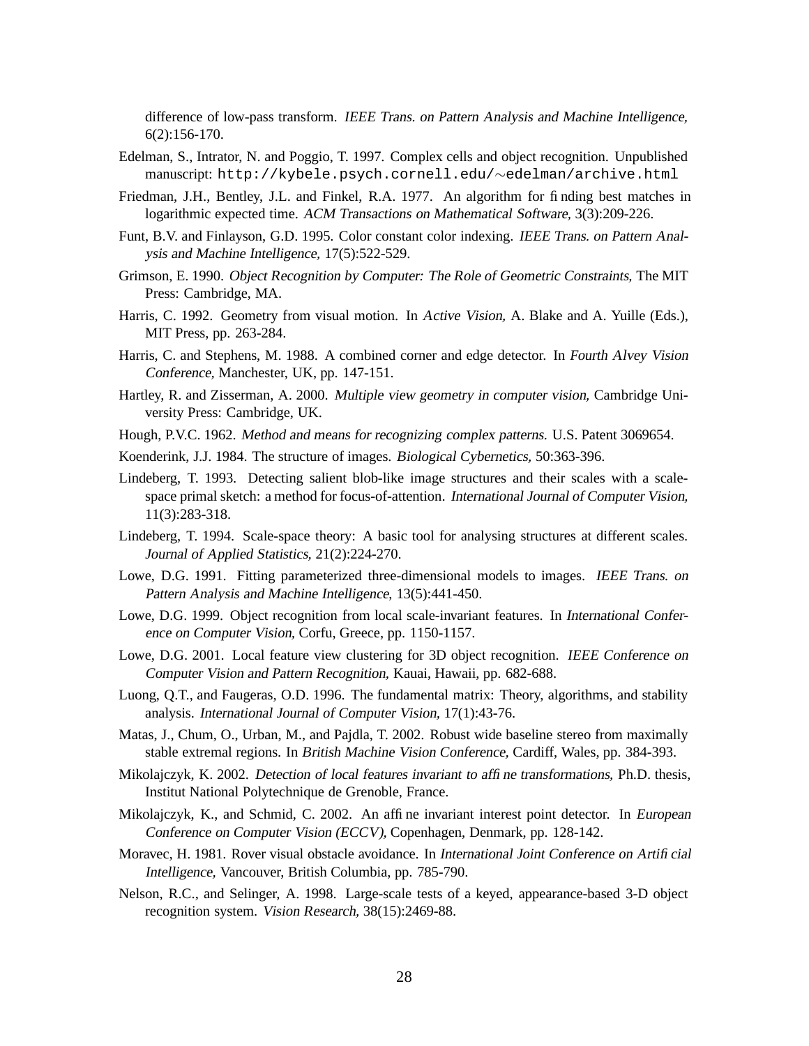difference of low-pass transform. *IEEE Trans. on Pattern Analysis and Machine Intelligence,* 6(2):156-170.

Edelman, S., Intrator, N. and Poggio, T. 1997. Complex cells and object recognition. Unpublished manuscript: `http://kybele.psych.cornell.edu/∼edelman/archive.html`

Friedman, J.H., Bentley, J.L. and Finkel, R.A. 1977. An algorithm for finding best matches in logarithmic expected time. *ACM Transactions on Mathematical Software,* 3(3):209-226.

Funt, B.V. and Finlayson, G.D. 1995. Color constant color indexing. *IEEE Trans. on Pattern Analysis and Machine Intelligence,* 17(5):522-529.

Grimson, E. 1990. *Object Recognition by Computer: The Role of Geometric Constraints,* The MIT Press: Cambridge, MA.

Harris, C. 1992. Geometry from visual motion. In *Active Vision,* A. Blake and A. Yuille (Eds.), MIT Press, pp. 263-284.

Harris, C. and Stephens, M. 1988. A combined corner and edge detector. In *Fourth Alvey Vision Conference,* Manchester, UK, pp. 147-151.

Hartley, R. and Zisserman, A. 2000. *Multiple view geometry in computer vision,* Cambridge University Press: Cambridge, UK.

Hough, P.V.C. 1962. *Method and means for recognizing complex patterns.* U.S. Patent 3069654.

Koenderink, J.J. 1984. The structure of images. *Biological Cybernetics,* 50:363-396.

Lindeberg, T. 1993. Detecting salient blob-like image structures and their scales with a scale-space primal sketch: a method for focus-of-attention. *International Journal of Computer Vision,* 11(3):283-318.

Lindeberg, T. 1994. Scale-space theory: A basic tool for analysing structures at different scales. *Journal of Applied Statistics,* 21(2):224-270.

Lowe, D.G. 1991. Fitting parameterized three-dimensional models to images. *IEEE Trans. on Pattern Analysis and Machine Intelligence,* 13(5):441-450.

Lowe, D.G. 1999. Object recognition from local scale-invariant features. In *International Conference on Computer Vision,* Corfu, Greece, pp. 1150-1157.

Lowe, D.G. 2001. Local feature view clustering for 3D object recognition. *IEEE Conference on Computer Vision and Pattern Recognition,* Kauai, Hawaii, pp. 682-688.

Luong, Q.T., and Faugeras, O.D. 1996. The fundamental matrix: Theory, algorithms, and stability analysis. *International Journal of Computer Vision,* 17(1):43-76.

Matas, J., Chum, O., Urban, M., and Pajdla, T. 2002. Robust wide baseline stereo from maximally stable extremal regions. In *British Machine Vision Conference,* Cardiff, Wales, pp. 384-393.

Mikolajczyk, K. 2002. *Detection of local features invariant to affine transformations,* Ph.D. thesis, Institut National Polytechnique de Grenoble, France.

Mikolajczyk, K., and Schmid, C. 2002. An affine invariant interest point detector. In *European Conference on Computer Vision (ECCV),* Copenhagen, Denmark, pp. 128-142.

Moravec, H. 1981. Rover visual obstacle avoidance. In *International Joint Conference on Artificial Intelligence,* Vancouver, British Columbia, pp. 785-790.

Nelson, R.C., and Selinger, A. 1998. Large-scale tests of a keyed, appearance-based 3-D object recognition system. *Vision Research,* 38(15):2469-88.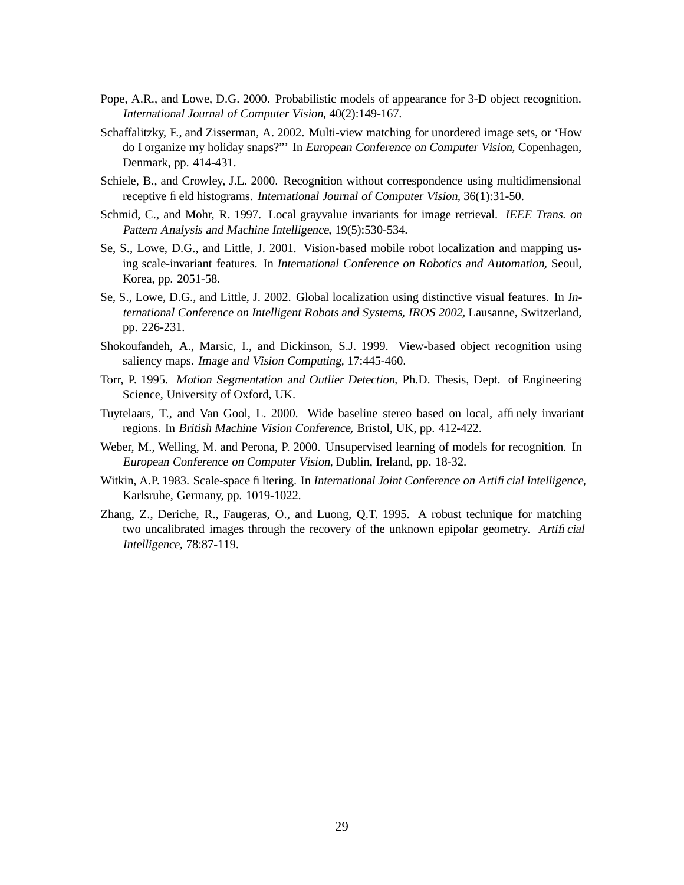Pope, A.R., and Lowe, D.G. 2000. Probabilistic models of appearance for 3-D object recognition. *International Journal of Computer Vision,* 40(2):149-167.

Schaffalitzky, F., and Zisserman, A. 2002. Multi-view matching for unordered image sets, or 'How do I organize my holiday snaps?"' In *European Conference on Computer Vision,* Copenhagen, Denmark, pp. 414-431.

Schiele, B., and Crowley, J.L. 2000. Recognition without correspondence using multidimensional receptive field histograms. *International Journal of Computer Vision,* 36(1):31-50.

Schmid, C., and Mohr, R. 1997. Local grayvalue invariants for image retrieval. *IEEE Trans. on Pattern Analysis and Machine Intelligence,* 19(5):530-534.

Se, S., Lowe, D.G., and Little, J. 2001. Vision-based mobile robot localization and mapping using scale-invariant features. In *International Conference on Robotics and Automation,* Seoul, Korea, pp. 2051-58.

Se, S., Lowe, D.G., and Little, J. 2002. Global localization using distinctive visual features. In *International Conference on Intelligent Robots and Systems, IROS 2002,* Lausanne, Switzerland, pp. 226-231.

Shokoufandeh, A., Marsic, I., and Dickinson, S.J. 1999. View-based object recognition using saliency maps. *Image and Vision Computing,* 17:445-460.

Torr, P. 1995. *Motion Segmentation and Outlier Detection,* Ph.D. Thesis, Dept. of Engineering Science, University of Oxford, UK.

Tuytelaars, T., and Van Gool, L. 2000. Wide baseline stereo based on local, affinely invariant regions. In *British Machine Vision Conference,* Bristol, UK, pp. 412-422.

Weber, M., Welling, M. and Perona, P. 2000. Unsupervised learning of models for recognition. In *European Conference on Computer Vision,* Dublin, Ireland, pp. 18-32.

Witkin, A.P. 1983. Scale-space filtering. In *International Joint Conference on Artificial Intelligence,* Karlsruhe, Germany, pp. 1019-1022.

Zhang, Z., Deriche, R., Faugeras, O., and Luong, Q.T. 1995. A robust technique for matching two uncalibrated images through the recovery of the unknown epipolar geometry. *Artificial Intelligence,* 78:87-119.